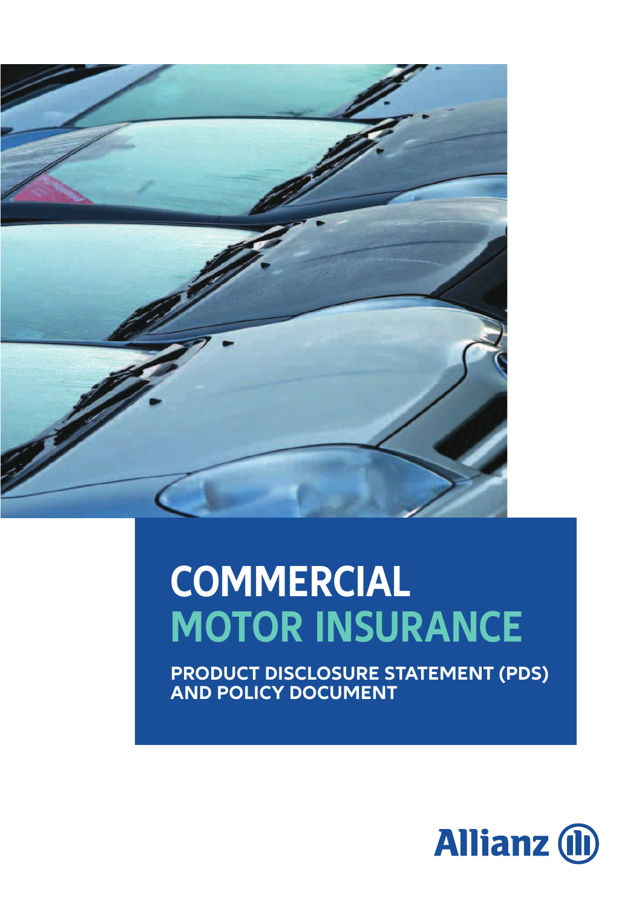# COMMERCIAL MOTOR INSURANCE

## PRODUCT DISCLOSURE STATEMENT (PDS) AND POLICY DOCUMENT

Allianz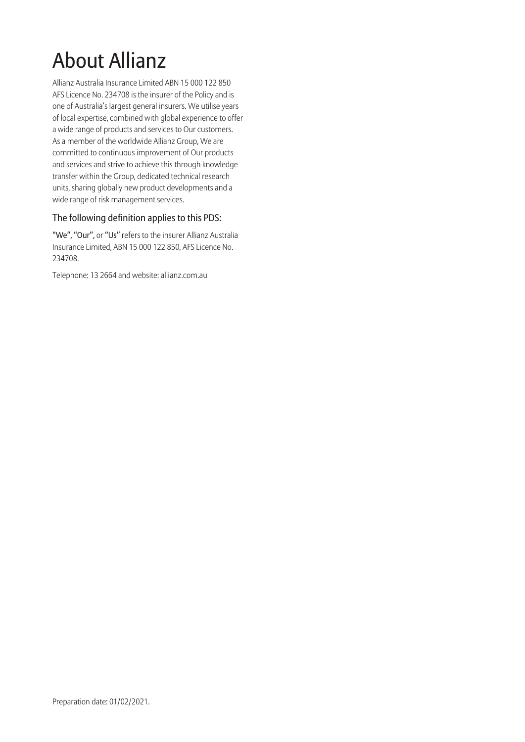# About Allianz

Allianz Australia Insurance Limited ABN 15 000 122 850 AFS Licence No. 234708 is the insurer of the Policy and is one of Australia's largest general insurers. We utilise years of local expertise, combined with global experience to offer a wide range of products and services to Our customers. As a member of the worldwide Allianz Group, We are committed to continuous improvement of Our products and services and strive to achieve this through knowledge transfer within the Group, dedicated technical research units, sharing globally new product developments and a wide range of risk management services.

## The following definition applies to this PDS:

**"We"**, **"Our"**, or **"Us"** refers to the insurer Allianz Australia Insurance Limited, ABN 15 000 122 850, AFS Licence No. 234708.

Telephone: 13 2664 and website: allianz.com.au

Preparation date: 01/02/2021.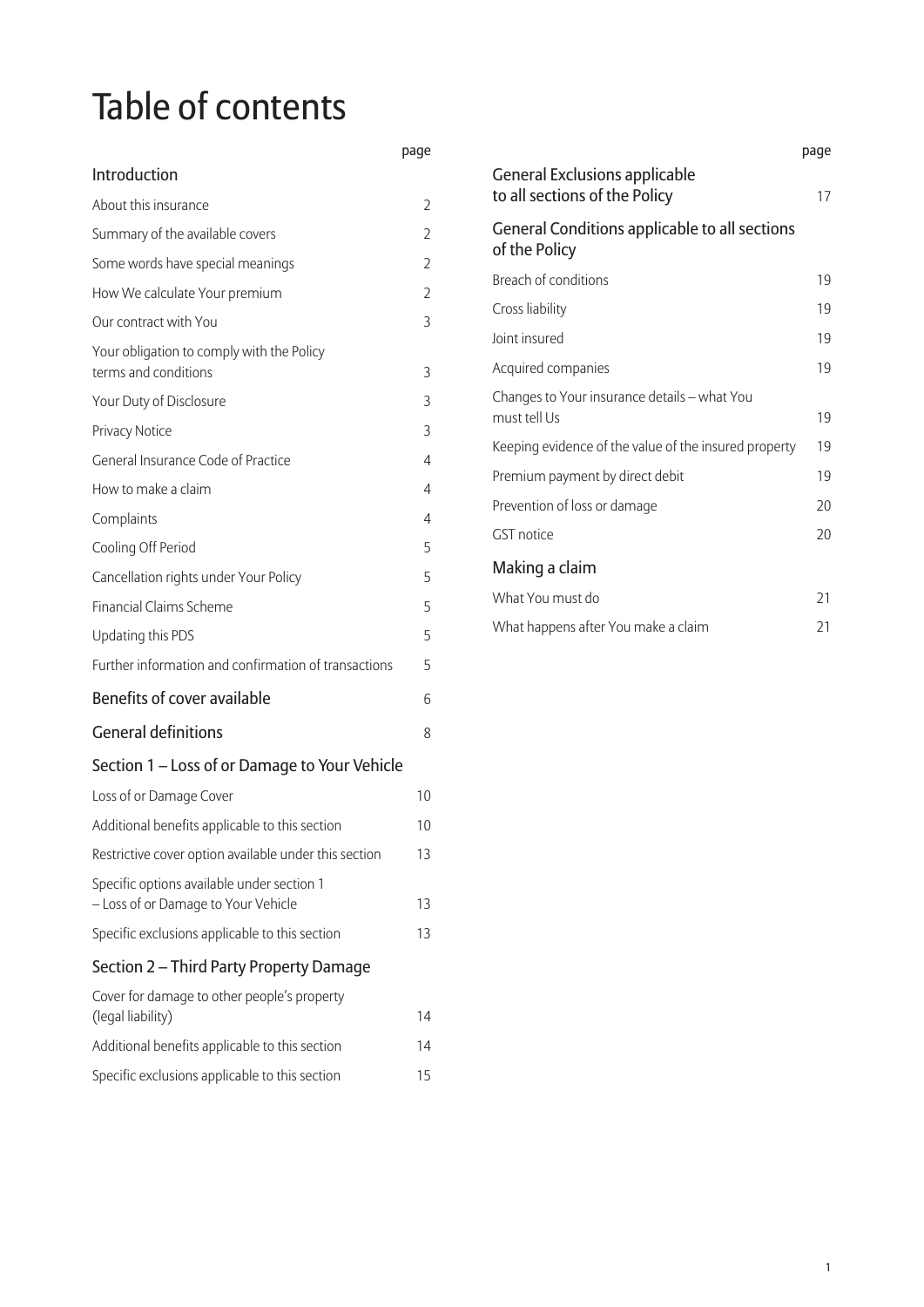# Table of contents

| | page |
|---|---|
| **Introduction** | |
| About this insurance | 2 |
| Summary of the available covers | 2 |
| Some words have special meanings | 2 |
| How We calculate Your premium | 2 |
| Our contract with You | 3 |
| Your obligation to comply with the Policy terms and conditions | 3 |
| Your Duty of Disclosure | 3 |
| Privacy Notice | 3 |
| General Insurance Code of Practice | 4 |
| How to make a claim | 4 |
| Complaints | 4 |
| Cooling Off Period | 5 |
| Cancellation rights under Your Policy | 5 |
| Financial Claims Scheme | 5 |
| Updating this PDS | 5 |
| Further information and confirmation of transactions | 5 |
| **Benefits of cover available** | 6 |
| **General definitions** | 8 |
| **Section 1 – Loss of or Damage to Your Vehicle** | |
| Loss of or Damage Cover | 10 |
| Additional benefits applicable to this section | 10 |
| Restrictive cover option available under this section | 13 |
| Specific options available under section 1 – Loss of or Damage to Your Vehicle | 13 |
| Specific exclusions applicable to this section | 13 |
| **Section 2 – Third Party Property Damage** | |
| Cover for damage to other people's property (legal liability) | 14 |
| Additional benefits applicable to this section | 14 |
| Specific exclusions applicable to this section | 15 |
| **General Exclusions applicable to all sections of the Policy** | 17 |
| **General Conditions applicable to all sections of the Policy** | |
| Breach of conditions | 19 |
| Cross liability | 19 |
| Joint insured | 19 |
| Acquired companies | 19 |
| Changes to Your insurance details – what You must tell Us | 19 |
| Keeping evidence of the value of the insured property | 19 |
| Premium payment by direct debit | 19 |
| Prevention of loss or damage | 20 |
| GST notice | 20 |
| **Making a claim** | |
| What You must do | 21 |
| What happens after You make a claim | 21 |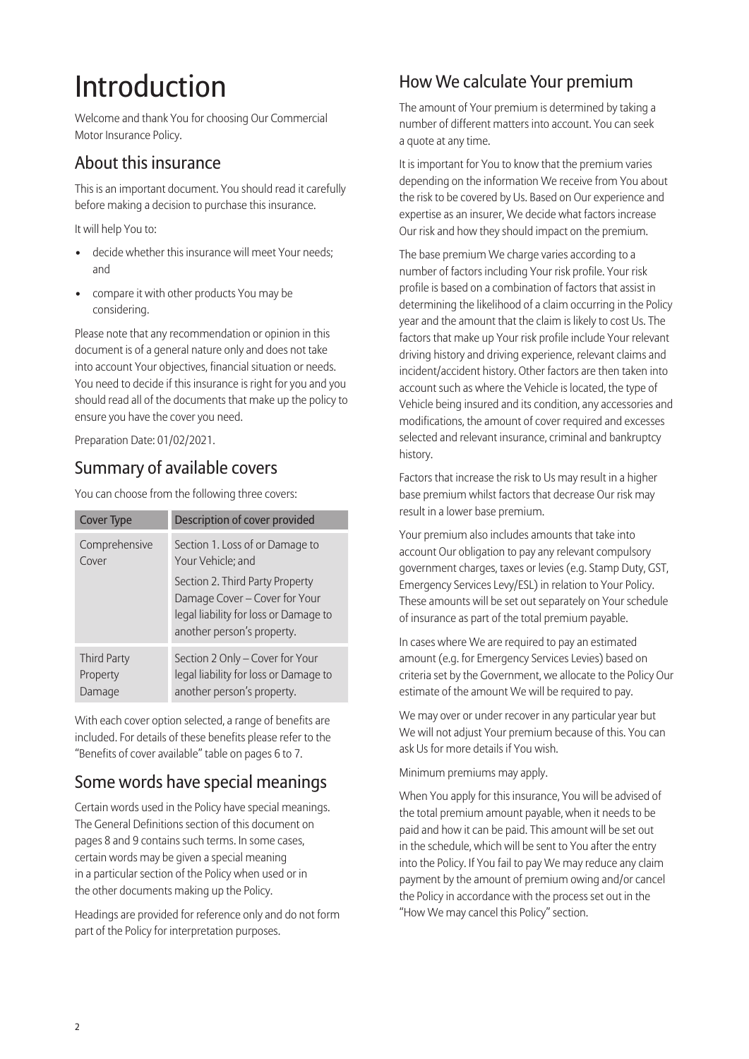# Introduction

Welcome and thank You for choosing Our Commercial Motor Insurance Policy.

## About this insurance

This is an important document. You should read it carefully before making a decision to purchase this insurance.

It will help You to:

- decide whether this insurance will meet Your needs; and
- compare it with other products You may be considering.

Please note that any recommendation or opinion in this document is of a general nature only and does not take into account Your objectives, financial situation or needs. You need to decide if this insurance is right for you and you should read all of the documents that make up the policy to ensure you have the cover you need.

Preparation Date: 01/02/2021.

## Summary of available covers

You can choose from the following three covers:

| Cover Type | Description of cover provided |
| --- | --- |
| Comprehensive Cover | Section 1. Loss of or Damage to Your Vehicle; and<br><br>Section 2. Third Party Property Damage Cover – Cover for Your legal liability for loss or Damage to another person's property. |
| Third Party Property Damage | Section 2 Only – Cover for Your legal liability for loss or Damage to another person's property. |

With each cover option selected, a range of benefits are included. For details of these benefits please refer to the "Benefits of cover available" table on pages 6 to 7.

## Some words have special meanings

Certain words used in the Policy have special meanings. The General Definitions section of this document on pages 8 and 9 contains such terms. In some cases, certain words may be given a special meaning in a particular section of the Policy when used or in the other documents making up the Policy.

Headings are provided for reference only and do not form part of the Policy for interpretation purposes.

## How We calculate Your premium

The amount of Your premium is determined by taking a number of different matters into account. You can seek a quote at any time.

It is important for You to know that the premium varies depending on the information We receive from You about the risk to be covered by Us. Based on Our experience and expertise as an insurer, We decide what factors increase Our risk and how they should impact on the premium.

The base premium We charge varies according to a number of factors including Your risk profile. Your risk profile is based on a combination of factors that assist in determining the likelihood of a claim occurring in the Policy year and the amount that the claim is likely to cost Us. The factors that make up Your risk profile include Your relevant driving history and driving experience, relevant claims and incident/accident history. Other factors are then taken into account such as where the Vehicle is located, the type of Vehicle being insured and its condition, any accessories and modifications, the amount of cover required and excesses selected and relevant insurance, criminal and bankruptcy history.

Factors that increase the risk to Us may result in a higher base premium whilst factors that decrease Our risk may result in a lower base premium.

Your premium also includes amounts that take into account Our obligation to pay any relevant compulsory government charges, taxes or levies (e.g. Stamp Duty, GST, Emergency Services Levy/ESL) in relation to Your Policy. These amounts will be set out separately on Your schedule of insurance as part of the total premium payable.

In cases where We are required to pay an estimated amount (e.g. for Emergency Services Levies) based on criteria set by the Government, we allocate to the Policy Our estimate of the amount We will be required to pay.

We may over or under recover in any particular year but We will not adjust Your premium because of this. You can ask Us for more details if You wish.

Minimum premiums may apply.

When You apply for this insurance, You will be advised of the total premium amount payable, when it needs to be paid and how it can be paid. This amount will be set out in the schedule, which will be sent to You after the entry into the Policy. If You fail to pay We may reduce any claim payment by the amount of premium owing and/or cancel the Policy in accordance with the process set out in the "How We may cancel this Policy" section.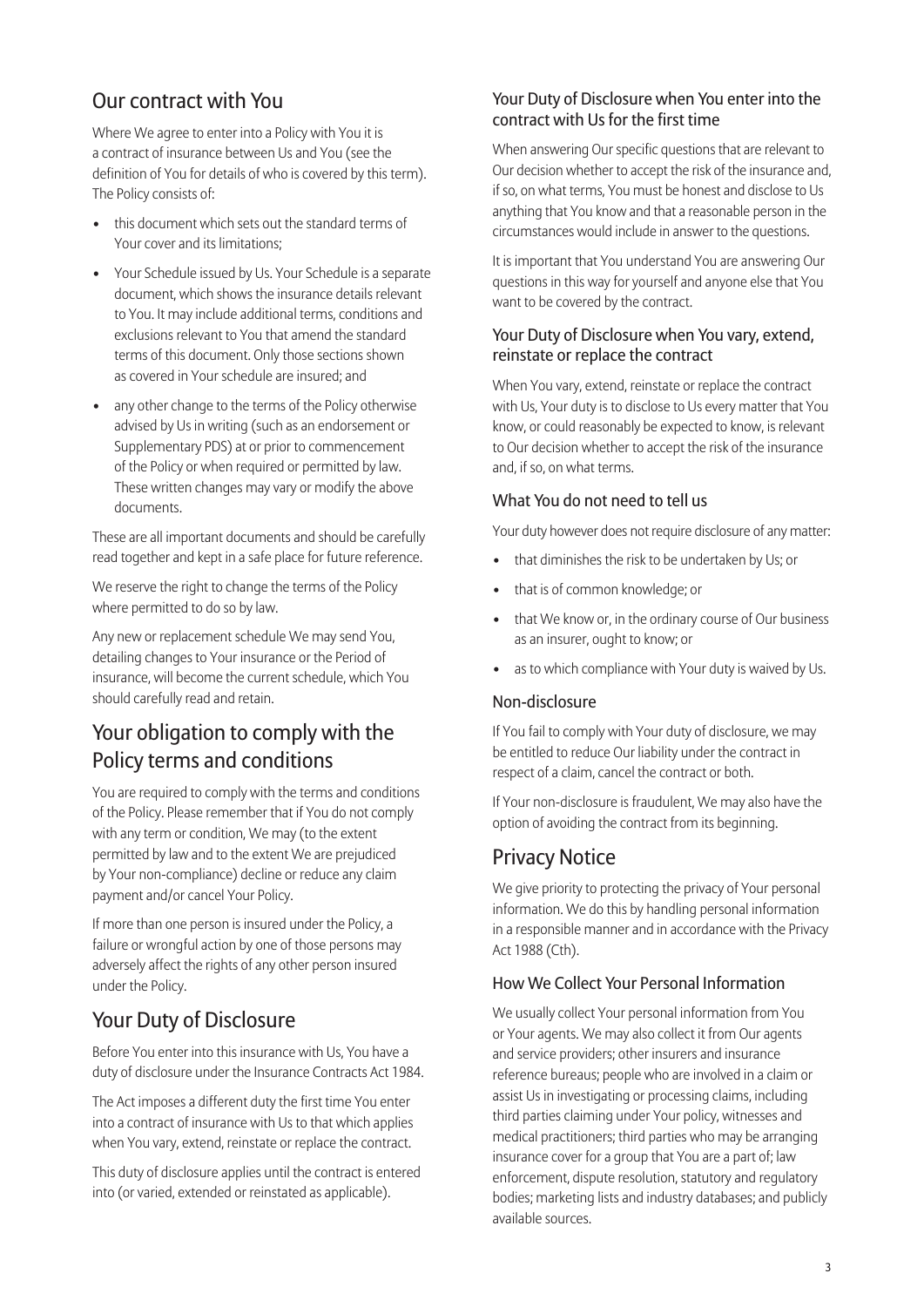## Our contract with You

Where We agree to enter into a Policy with You it is a contract of insurance between Us and You (see the definition of You for details of who is covered by this term). The Policy consists of:

- this document which sets out the standard terms of Your cover and its limitations;
- Your Schedule issued by Us. Your Schedule is a separate document, which shows the insurance details relevant to You. It may include additional terms, conditions and exclusions relevant to You that amend the standard terms of this document. Only those sections shown as covered in Your schedule are insured; and
- any other change to the terms of the Policy otherwise advised by Us in writing (such as an endorsement or Supplementary PDS) at or prior to commencement of the Policy or when required or permitted by law. These written changes may vary or modify the above documents.

These are all important documents and should be carefully read together and kept in a safe place for future reference.

We reserve the right to change the terms of the Policy where permitted to do so by law.

Any new or replacement schedule We may send You, detailing changes to Your insurance or the Period of insurance, will become the current schedule, which You should carefully read and retain.

## Your obligation to comply with the Policy terms and conditions

You are required to comply with the terms and conditions of the Policy. Please remember that if You do not comply with any term or condition, We may (to the extent permitted by law and to the extent We are prejudiced by Your non-compliance) decline or reduce any claim payment and/or cancel Your Policy.

If more than one person is insured under the Policy, a failure or wrongful action by one of those persons may adversely affect the rights of any other person insured under the Policy.

## Your Duty of Disclosure

Before You enter into this insurance with Us, You have a duty of disclosure under the Insurance Contracts Act 1984.

The Act imposes a different duty the first time You enter into a contract of insurance with Us to that which applies when You vary, extend, reinstate or replace the contract.

This duty of disclosure applies until the contract is entered into (or varied, extended or reinstated as applicable).

### Your Duty of Disclosure when You enter into the contract with Us for the first time

When answering Our specific questions that are relevant to Our decision whether to accept the risk of the insurance and, if so, on what terms, You must be honest and disclose to Us anything that You know and that a reasonable person in the circumstances would include in answer to the questions.

It is important that You understand You are answering Our questions in this way for yourself and anyone else that You want to be covered by the contract.

### Your Duty of Disclosure when You vary, extend, reinstate or replace the contract

When You vary, extend, reinstate or replace the contract with Us, Your duty is to disclose to Us every matter that You know, or could reasonably be expected to know, is relevant to Our decision whether to accept the risk of the insurance and, if so, on what terms.

### What You do not need to tell us

Your duty however does not require disclosure of any matter:

- that diminishes the risk to be undertaken by Us; or
- that is of common knowledge; or
- that We know or, in the ordinary course of Our business as an insurer, ought to know; or
- as to which compliance with Your duty is waived by Us.

### Non-disclosure

If You fail to comply with Your duty of disclosure, we may be entitled to reduce Our liability under the contract in respect of a claim, cancel the contract or both.

If Your non-disclosure is fraudulent, We may also have the option of avoiding the contract from its beginning.

## Privacy Notice

We give priority to protecting the privacy of Your personal information. We do this by handling personal information in a responsible manner and in accordance with the Privacy Act 1988 (Cth).

### How We Collect Your Personal Information

We usually collect Your personal information from You or Your agents. We may also collect it from Our agents and service providers; other insurers and insurance reference bureaus; people who are involved in a claim or assist Us in investigating or processing claims, including third parties claiming under Your policy, witnesses and medical practitioners; third parties who may be arranging insurance cover for a group that You are a part of; law enforcement, dispute resolution, statutory and regulatory bodies; marketing lists and industry databases; and publicly available sources.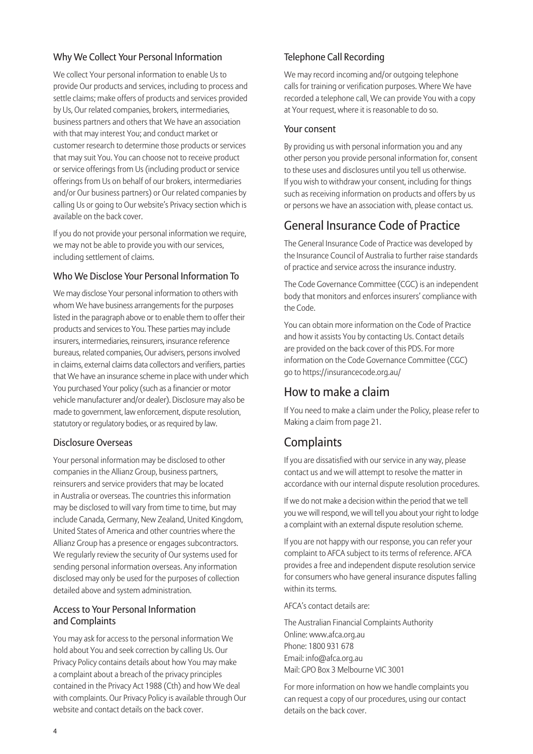### Why We Collect Your Personal Information

We collect Your personal information to enable Us to provide Our products and services, including to process and settle claims; make offers of products and services provided by Us, Our related companies, brokers, intermediaries, business partners and others that We have an association with that may interest You; and conduct market or customer research to determine those products or services that may suit You. You can choose not to receive product or service offerings from Us (including product or service offerings from Us on behalf of our brokers, intermediaries and/or Our business partners) or Our related companies by calling Us or going to Our website's Privacy section which is available on the back cover.

If you do not provide your personal information we require, we may not be able to provide you with our services, including settlement of claims.

### Who We Disclose Your Personal Information To

We may disclose Your personal information to others with whom We have business arrangements for the purposes listed in the paragraph above or to enable them to offer their products and services to You. These parties may include insurers, intermediaries, reinsurers, insurance reference bureaus, related companies, Our advisers, persons involved in claims, external claims data collectors and verifiers, parties that We have an insurance scheme in place with under which You purchased Your policy (such as a financier or motor vehicle manufacturer and/or dealer). Disclosure may also be made to government, law enforcement, dispute resolution, statutory or regulatory bodies, or as required by law.

### Disclosure Overseas

Your personal information may be disclosed to other companies in the Allianz Group, business partners, reinsurers and service providers that may be located in Australia or overseas. The countries this information may be disclosed to will vary from time to time, but may include Canada, Germany, New Zealand, United Kingdom, United States of America and other countries where the Allianz Group has a presence or engages subcontractors. We regularly review the security of Our systems used for sending personal information overseas. Any information disclosed may only be used for the purposes of collection detailed above and system administration.

### Access to Your Personal Information and Complaints

You may ask for access to the personal information We hold about You and seek correction by calling Us. Our Privacy Policy contains details about how You may make a complaint about a breach of the privacy principles contained in the Privacy Act 1988 (Cth) and how We deal with complaints. Our Privacy Policy is available through Our website and contact details on the back cover.

### Telephone Call Recording

We may record incoming and/or outgoing telephone calls for training or verification purposes. Where We have recorded a telephone call, We can provide You with a copy at Your request, where it is reasonable to do so.

### Your consent

By providing us with personal information you and any other person you provide personal information for, consent to these uses and disclosures until you tell us otherwise. If you wish to withdraw your consent, including for things such as receiving information on products and offers by us or persons we have an association with, please contact us.

## General Insurance Code of Practice

The General Insurance Code of Practice was developed by the Insurance Council of Australia to further raise standards of practice and service across the insurance industry.

The Code Governance Committee (CGC) is an independent body that monitors and enforces insurers' compliance with the Code.

You can obtain more information on the Code of Practice and how it assists You by contacting Us. Contact details are provided on the back cover of this PDS. For more information on the Code Governance Committee (CGC) go to https://insurancecode.org.au/

## How to make a claim

If You need to make a claim under the Policy, please refer to Making a claim from page 21.

## Complaints

If you are dissatisfied with our service in any way, please contact us and we will attempt to resolve the matter in accordance with our internal dispute resolution procedures.

If we do not make a decision within the period that we tell you we will respond, we will tell you about your right to lodge a complaint with an external dispute resolution scheme.

If you are not happy with our response, you can refer your complaint to AFCA subject to its terms of reference. AFCA provides a free and independent dispute resolution service for consumers who have general insurance disputes falling within its terms.

AFCA's contact details are:

The Australian Financial Complaints Authority
Online: www.afca.org.au
Phone: 1800 931 678
Email: info@afca.org.au
Mail: GPO Box 3 Melbourne VIC 3001

For more information on how we handle complaints you can request a copy of our procedures, using our contact details on the back cover.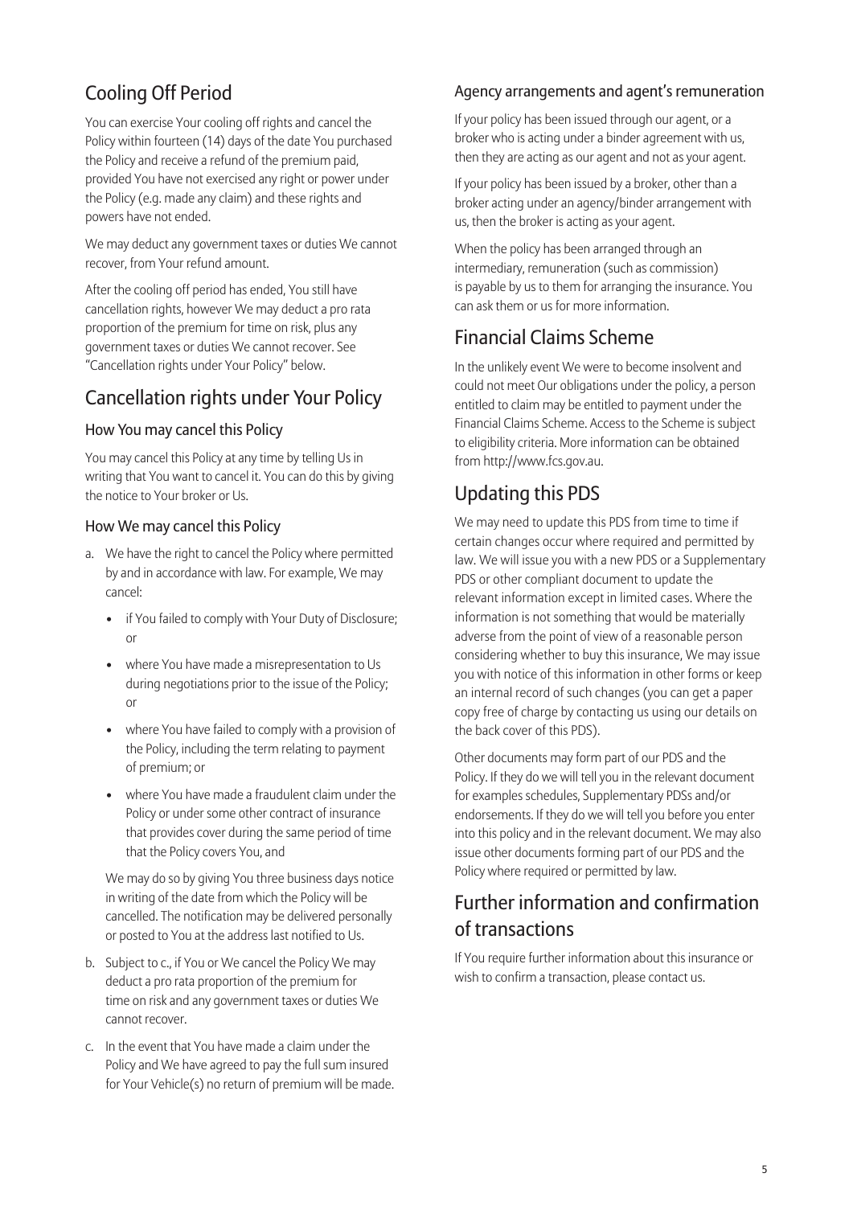## Cooling Off Period

You can exercise Your cooling off rights and cancel the Policy within fourteen (14) days of the date You purchased the Policy and receive a refund of the premium paid, provided You have not exercised any right or power under the Policy (e.g. made any claim) and these rights and powers have not ended.

We may deduct any government taxes or duties We cannot recover, from Your refund amount.

After the cooling off period has ended, You still have cancellation rights, however We may deduct a pro rata proportion of the premium for time on risk, plus any government taxes or duties We cannot recover. See "Cancellation rights under Your Policy" below.

## Cancellation rights under Your Policy

### How You may cancel this Policy

You may cancel this Policy at any time by telling Us in writing that You want to cancel it. You can do this by giving the notice to Your broker or Us.

### How We may cancel this Policy

a. We have the right to cancel the Policy where permitted by and in accordance with law. For example, We may cancel:

   - if You failed to comply with Your Duty of Disclosure; or
   - where You have made a misrepresentation to Us during negotiations prior to the issue of the Policy; or
   - where You have failed to comply with a provision of the Policy, including the term relating to payment of premium; or
   - where You have made a fraudulent claim under the Policy or under some other contract of insurance that provides cover during the same period of time that the Policy covers You, and

   We may do so by giving You three business days notice in writing of the date from which the Policy will be cancelled. The notification may be delivered personally or posted to You at the address last notified to Us.

b. Subject to c., if You or We cancel the Policy We may deduct a pro rata proportion of the premium for time on risk and any government taxes or duties We cannot recover.

c. In the event that You have made a claim under the Policy and We have agreed to pay the full sum insured for Your Vehicle(s) no return of premium will be made.

### Agency arrangements and agent's remuneration

If your policy has been issued through our agent, or a broker who is acting under a binder agreement with us, then they are acting as our agent and not as your agent.

If your policy has been issued by a broker, other than a broker acting under an agency/binder arrangement with us, then the broker is acting as your agent.

When the policy has been arranged through an intermediary, remuneration (such as commission) is payable by us to them for arranging the insurance. You can ask them or us for more information.

## Financial Claims Scheme

In the unlikely event We were to become insolvent and could not meet Our obligations under the policy, a person entitled to claim may be entitled to payment under the Financial Claims Scheme. Access to the Scheme is subject to eligibility criteria. More information can be obtained from http://www.fcs.gov.au.

## Updating this PDS

We may need to update this PDS from time to time if certain changes occur where required and permitted by law. We will issue you with a new PDS or a Supplementary PDS or other compliant document to update the relevant information except in limited cases. Where the information is not something that would be materially adverse from the point of view of a reasonable person considering whether to buy this insurance, We may issue you with notice of this information in other forms or keep an internal record of such changes (you can get a paper copy free of charge by contacting us using our details on the back cover of this PDS).

Other documents may form part of our PDS and the Policy. If they do we will tell you in the relevant document for examples schedules, Supplementary PDSs and/or endorsements. If they do we will tell you before you enter into this policy and in the relevant document. We may also issue other documents forming part of our PDS and the Policy where required or permitted by law.

## Further information and confirmation of transactions

If You require further information about this insurance or wish to confirm a transaction, please contact us.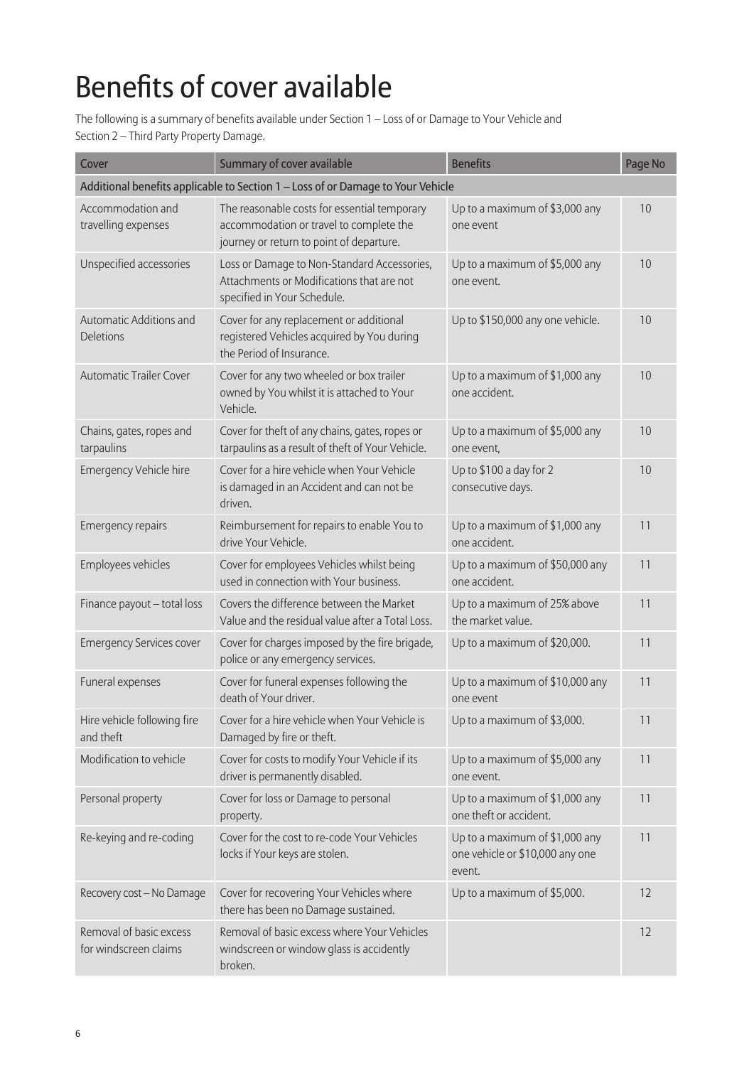# Benefits of cover available

The following is a summary of benefits available under Section 1 – Loss of or Damage to Your Vehicle and Section 2 – Third Party Property Damage.

| Cover | Summary of cover available | Benefits | Page No |
|---|---|---|---|
| Additional benefits applicable to Section 1 – Loss of or Damage to Your Vehicle | | | |
| Accommodation and travelling expenses | The reasonable costs for essential temporary accommodation or travel to complete the journey or return to point of departure. | Up to a maximum of $3,000 any one event | 10 |
| Unspecified accessories | Loss or Damage to Non-Standard Accessories, Attachments or Modifications that are not specified in Your Schedule. | Up to a maximum of $5,000 any one event. | 10 |
| Automatic Additions and Deletions | Cover for any replacement or additional registered Vehicles acquired by You during the Period of Insurance. | Up to $150,000 any one vehicle. | 10 |
| Automatic Trailer Cover | Cover for any two wheeled or box trailer owned by You whilst it is attached to Your Vehicle. | Up to a maximum of $1,000 any one accident. | 10 |
| Chains, gates, ropes and tarpaulins | Cover for theft of any chains, gates, ropes or tarpaulins as a result of theft of Your Vehicle. | Up to a maximum of $5,000 any one event, | 10 |
| Emergency Vehicle hire | Cover for a hire vehicle when Your Vehicle is damaged in an Accident and can not be driven. | Up to $100 a day for 2 consecutive days. | 10 |
| Emergency repairs | Reimbursement for repairs to enable You to drive Your Vehicle. | Up to a maximum of $1,000 any one accident. | 11 |
| Employees vehicles | Cover for employees Vehicles whilst being used in connection with Your business. | Up to a maximum of $50,000 any one accident. | 11 |
| Finance payout – total loss | Covers the difference between the Market Value and the residual value after a Total Loss. | Up to a maximum of 25% above the market value. | 11 |
| Emergency Services cover | Cover for charges imposed by the fire brigade, police or any emergency services. | Up to a maximum of $20,000. | 11 |
| Funeral expenses | Cover for funeral expenses following the death of Your driver. | Up to a maximum of $10,000 any one event | 11 |
| Hire vehicle following fire and theft | Cover for a hire vehicle when Your Vehicle is Damaged by fire or theft. | Up to a maximum of $3,000. | 11 |
| Modification to vehicle | Cover for costs to modify Your Vehicle if its driver is permanently disabled. | Up to a maximum of $5,000 any one event. | 11 |
| Personal property | Cover for loss or Damage to personal property. | Up to a maximum of $1,000 any one theft or accident. | 11 |
| Re-keying and re-coding | Cover for the cost to re-code Your Vehicles locks if Your keys are stolen. | Up to a maximum of $1,000 any one vehicle or $10,000 any one event. | 11 |
| Recovery cost – No Damage | Cover for recovering Your Vehicles where there has been no Damage sustained. | Up to a maximum of $5,000. | 12 |
| Removal of basic excess for windscreen claims | Removal of basic excess where Your Vehicles windscreen or window glass is accidently broken. | | 12 |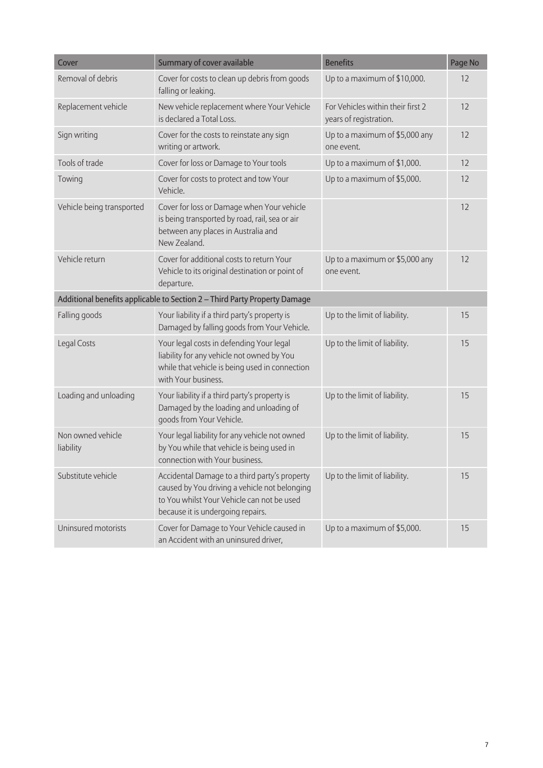| Cover | Summary of cover available | Benefits | Page No |
| --- | --- | --- | --- |
| Removal of debris | Cover for costs to clean up debris from goods falling or leaking. | Up to a maximum of $10,000. | 12 |
| Replacement vehicle | New vehicle replacement where Your Vehicle is declared a Total Loss. | For Vehicles within their first 2 years of registration. | 12 |
| Sign writing | Cover for the costs to reinstate any sign writing or artwork. | Up to a maximum of $5,000 any one event. | 12 |
| Tools of trade | Cover for loss or Damage to Your tools | Up to a maximum of $1,000. | 12 |
| Towing | Cover for costs to protect and tow Your Vehicle. | Up to a maximum of $5,000. | 12 |
| Vehicle being transported | Cover for loss or Damage when Your vehicle is being transported by road, rail, sea or air between any places in Australia and New Zealand. | | 12 |
| Vehicle return | Cover for additional costs to return Your Vehicle to its original destination or point of departure. | Up to a maximum or $5,000 any one event. | 12 |
| Additional benefits applicable to Section 2 – Third Party Property Damage | | | |
| Falling goods | Your liability if a third party's property is Damaged by falling goods from Your Vehicle. | Up to the limit of liability. | 15 |
| Legal Costs | Your legal costs in defending Your legal liability for any vehicle not owned by You while that vehicle is being used in connection with Your business. | Up to the limit of liability. | 15 |
| Loading and unloading | Your liability if a third party's property is Damaged by the loading and unloading of goods from Your Vehicle. | Up to the limit of liability. | 15 |
| Non owned vehicle liability | Your legal liability for any vehicle not owned by You while that vehicle is being used in connection with Your business. | Up to the limit of liability. | 15 |
| Substitute vehicle | Accidental Damage to a third party's property caused by You driving a vehicle not belonging to You whilst Your Vehicle can not be used because it is undergoing repairs. | Up to the limit of liability. | 15 |
| Uninsured motorists | Cover for Damage to Your Vehicle caused in an Accident with an uninsured driver, | Up to a maximum of $5,000. | 15 |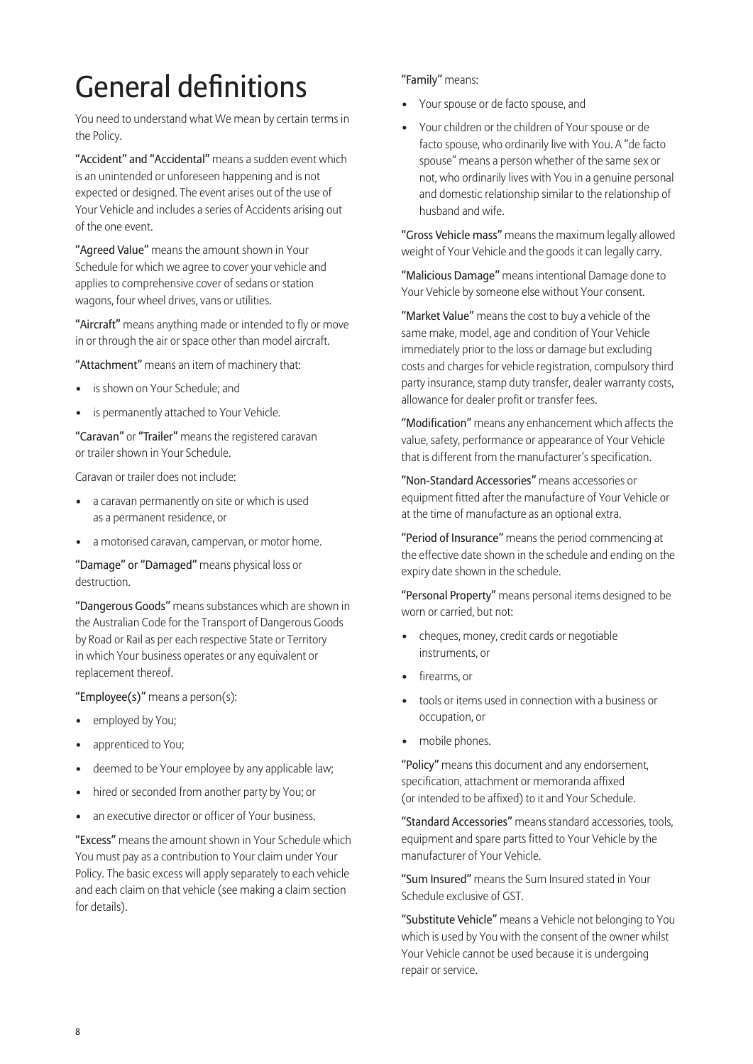# General definitions

You need to understand what We mean by certain terms in the Policy.

**"Accident" and "Accidental"** means a sudden event which is an unintended or unforeseen happening and is not expected or designed. The event arises out of the use of Your Vehicle and includes a series of Accidents arising out of the one event.

**"Agreed Value"** means the amount shown in Your Schedule for which we agree to cover your vehicle and applies to comprehensive cover of sedans or station wagons, four wheel drives, vans or utilities.

**"Aircraft"** means anything made or intended to fly or move in or through the air or space other than model aircraft.

**"Attachment"** means an item of machinery that:

- is shown on Your Schedule; and
- is permanently attached to Your Vehicle.

**"Caravan"** or **"Trailer"** means the registered caravan or trailer shown in Your Schedule.

Caravan or trailer does not include:

- a caravan permanently on site or which is used as a permanent residence, or
- a motorised caravan, campervan, or motor home.

**"Damage" or "Damaged"** means physical loss or destruction.

**"Dangerous Goods"** means substances which are shown in the Australian Code for the Transport of Dangerous Goods by Road or Rail as per each respective State or Territory in which Your business operates or any equivalent or replacement thereof.

**"Employee(s)"** means a person(s):

- employed by You;
- apprenticed to You;
- deemed to be Your employee by any applicable law;
- hired or seconded from another party by You; or
- an executive director or officer of Your business.

**"Excess"** means the amount shown in Your Schedule which You must pay as a contribution to Your claim under Your Policy. The basic excess will apply separately to each vehicle and each claim on that vehicle (see making a claim section for details).

**"Family"** means:

- Your spouse or de facto spouse, and
- Your children or the children of Your spouse or de facto spouse, who ordinarily live with You. A "de facto spouse" means a person whether of the same sex or not, who ordinarily lives with You in a genuine personal and domestic relationship similar to the relationship of husband and wife.

**"Gross Vehicle mass"** means the maximum legally allowed weight of Your Vehicle and the goods it can legally carry.

**"Malicious Damage"** means intentional Damage done to Your Vehicle by someone else without Your consent.

**"Market Value"** means the cost to buy a vehicle of the same make, model, age and condition of Your Vehicle immediately prior to the loss or damage but excluding costs and charges for vehicle registration, compulsory third party insurance, stamp duty transfer, dealer warranty costs, allowance for dealer profit or transfer fees.

**"Modification"** means any enhancement which affects the value, safety, performance or appearance of Your Vehicle that is different from the manufacturer's specification.

**"Non-Standard Accessories"** means accessories or equipment fitted after the manufacture of Your Vehicle or at the time of manufacture as an optional extra.

**"Period of Insurance"** means the period commencing at the effective date shown in the schedule and ending on the expiry date shown in the schedule.

**"Personal Property"** means personal items designed to be worn or carried, but not:

- cheques, money, credit cards or negotiable instruments, or
- firearms, or
- tools or items used in connection with a business or occupation, or
- mobile phones.

**"Policy"** means this document and any endorsement, specification, attachment or memoranda affixed (or intended to be affixed) to it and Your Schedule.

**"Standard Accessories"** means standard accessories, tools, equipment and spare parts fitted to Your Vehicle by the manufacturer of Your Vehicle.

**"Sum Insured"** means the Sum Insured stated in Your Schedule exclusive of GST.

**"Substitute Vehicle"** means a Vehicle not belonging to You which is used by You with the consent of the owner whilst Your Vehicle cannot be used because it is undergoing repair or service.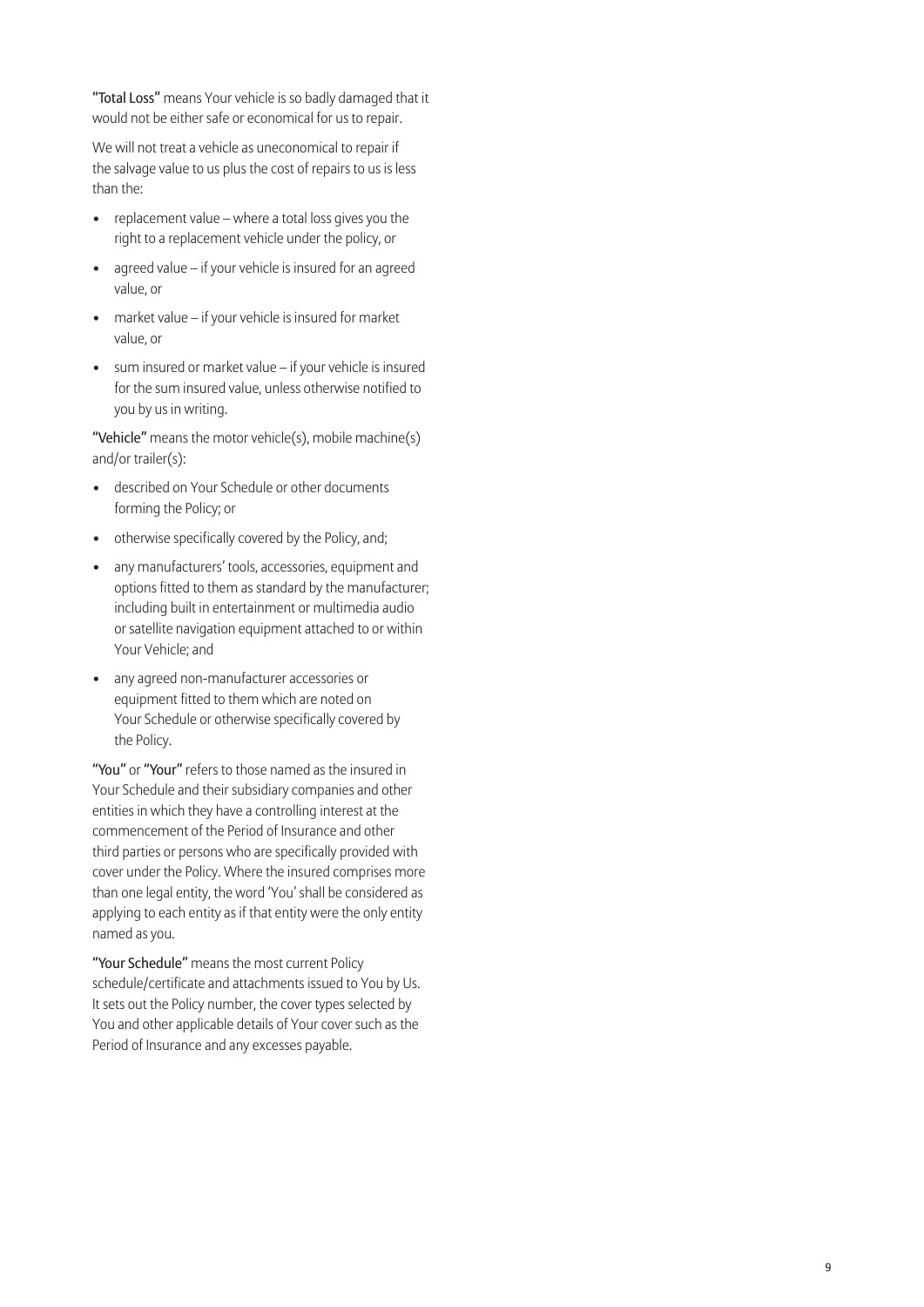**"Total Loss"** means Your vehicle is so badly damaged that it would not be either safe or economical for us to repair.

We will not treat a vehicle as uneconomical to repair if the salvage value to us plus the cost of repairs to us is less than the:

- replacement value – where a total loss gives you the right to a replacement vehicle under the policy, or
- agreed value – if your vehicle is insured for an agreed value, or
- market value – if your vehicle is insured for market value, or
- sum insured or market value – if your vehicle is insured for the sum insured value, unless otherwise notified to you by us in writing.

**"Vehicle"** means the motor vehicle(s), mobile machine(s) and/or trailer(s):

- described on Your Schedule or other documents forming the Policy; or
- otherwise specifically covered by the Policy, and;
- any manufacturers' tools, accessories, equipment and options fitted to them as standard by the manufacturer; including built in entertainment or multimedia audio or satellite navigation equipment attached to or within Your Vehicle; and
- any agreed non-manufacturer accessories or equipment fitted to them which are noted on Your Schedule or otherwise specifically covered by the Policy.

**"You"** or **"Your"** refers to those named as the insured in Your Schedule and their subsidiary companies and other entities in which they have a controlling interest at the commencement of the Period of Insurance and other third parties or persons who are specifically provided with cover under the Policy. Where the insured comprises more than one legal entity, the word 'You' shall be considered as applying to each entity as if that entity were the only entity named as you.

**"Your Schedule"** means the most current Policy schedule/certificate and attachments issued to You by Us. It sets out the Policy number, the cover types selected by You and other applicable details of Your cover such as the Period of Insurance and any excesses payable.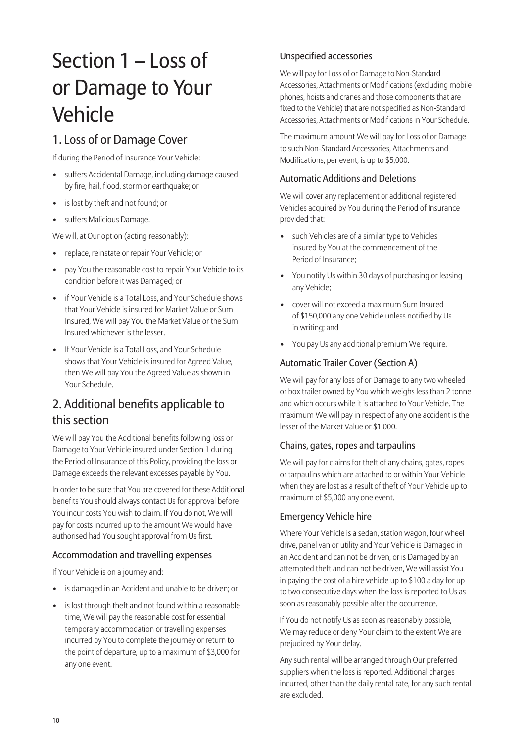# Section 1 – Loss of or Damage to Your Vehicle

## 1. Loss of or Damage Cover

If during the Period of Insurance Your Vehicle:

- suffers Accidental Damage, including damage caused by fire, hail, flood, storm or earthquake; or
- is lost by theft and not found; or
- suffers Malicious Damage.

We will, at Our option (acting reasonably):

- replace, reinstate or repair Your Vehicle; or
- pay You the reasonable cost to repair Your Vehicle to its condition before it was Damaged; or
- if Your Vehicle is a Total Loss, and Your Schedule shows that Your Vehicle is insured for Market Value or Sum Insured, We will pay You the Market Value or the Sum Insured whichever is the lesser.
- If Your Vehicle is a Total Loss, and Your Schedule shows that Your Vehicle is insured for Agreed Value, then We will pay You the Agreed Value as shown in Your Schedule.

## 2. Additional benefits applicable to this section

We will pay You the Additional benefits following loss or Damage to Your Vehicle insured under Section 1 during the Period of Insurance of this Policy, providing the loss or Damage exceeds the relevant excesses payable by You.

In order to be sure that You are covered for these Additional benefits You should always contact Us for approval before You incur costs You wish to claim. If You do not, We will pay for costs incurred up to the amount We would have authorised had You sought approval from Us first.

### Accommodation and travelling expenses

If Your Vehicle is on a journey and:

- is damaged in an Accident and unable to be driven; or
- is lost through theft and not found within a reasonable time, We will pay the reasonable cost for essential temporary accommodation or travelling expenses incurred by You to complete the journey or return to the point of departure, up to a maximum of $3,000 for any one event.

### Unspecified accessories

We will pay for Loss of or Damage to Non-Standard Accessories, Attachments or Modifications (excluding mobile phones, hoists and cranes and those components that are fixed to the Vehicle) that are not specified as Non-Standard Accessories, Attachments or Modifications in Your Schedule.

The maximum amount We will pay for Loss of or Damage to such Non-Standard Accessories, Attachments and Modifications, per event, is up to $5,000.

### Automatic Additions and Deletions

We will cover any replacement or additional registered Vehicles acquired by You during the Period of Insurance provided that:

- such Vehicles are of a similar type to Vehicles insured by You at the commencement of the Period of Insurance;
- You notify Us within 30 days of purchasing or leasing any Vehicle;
- cover will not exceed a maximum Sum Insured of $150,000 any one Vehicle unless notified by Us in writing; and
- You pay Us any additional premium We require.

### Automatic Trailer Cover (Section A)

We will pay for any loss of or Damage to any two wheeled or box trailer owned by You which weighs less than 2 tonne and which occurs while it is attached to Your Vehicle. The maximum We will pay in respect of any one accident is the lesser of the Market Value or $1,000.

### Chains, gates, ropes and tarpaulins

We will pay for claims for theft of any chains, gates, ropes or tarpaulins which are attached to or within Your Vehicle when they are lost as a result of theft of Your Vehicle up to maximum of $5,000 any one event.

### Emergency Vehicle hire

Where Your Vehicle is a sedan, station wagon, four wheel drive, panel van or utility and Your Vehicle is Damaged in an Accident and can not be driven, or is Damaged by an attempted theft and can not be driven, We will assist You in paying the cost of a hire vehicle up to $100 a day for up to two consecutive days when the loss is reported to Us as soon as reasonably possible after the occurrence.

If You do not notify Us as soon as reasonably possible, We may reduce or deny Your claim to the extent We are prejudiced by Your delay.

Any such rental will be arranged through Our preferred suppliers when the loss is reported. Additional charges incurred, other than the daily rental rate, for any such rental are excluded.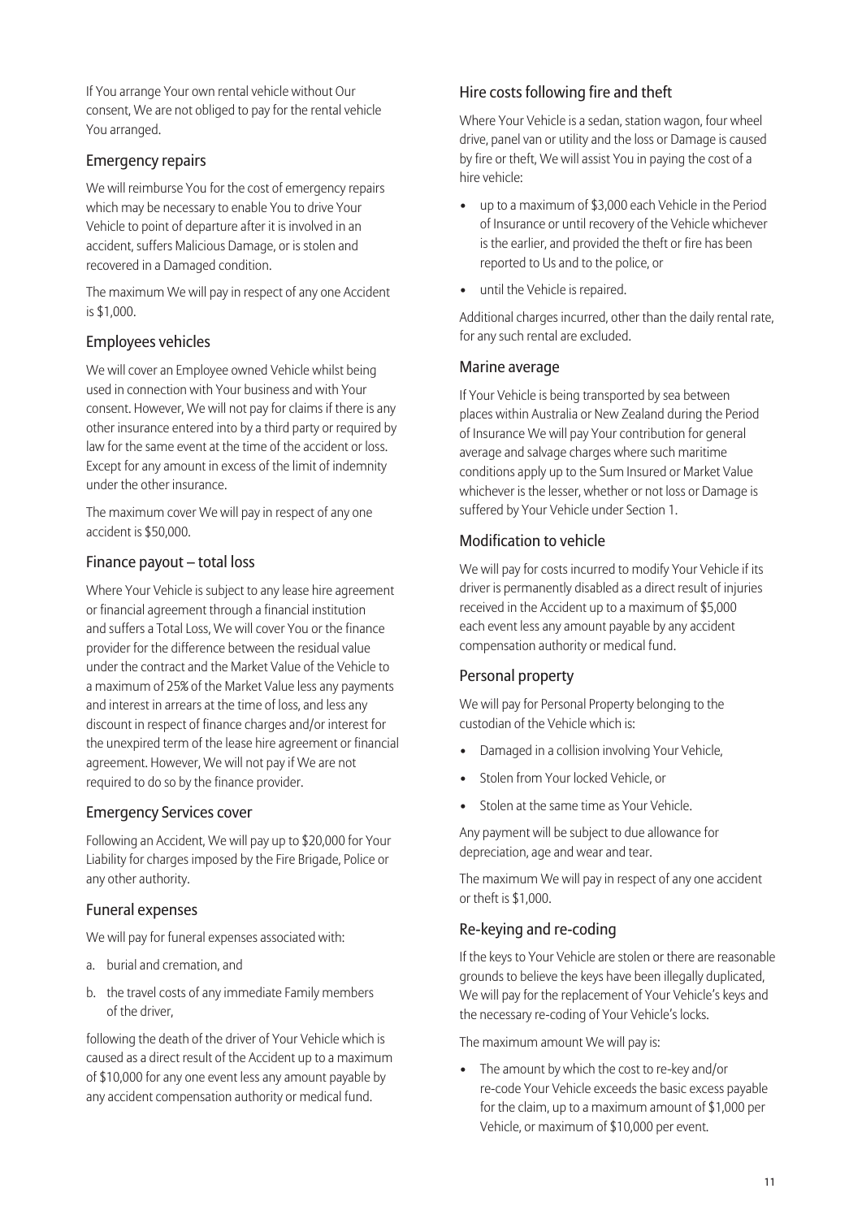If You arrange Your own rental vehicle without Our consent, We are not obliged to pay for the rental vehicle You arranged.

### Emergency repairs

We will reimburse You for the cost of emergency repairs which may be necessary to enable You to drive Your Vehicle to point of departure after it is involved in an accident, suffers Malicious Damage, or is stolen and recovered in a Damaged condition.

The maximum We will pay in respect of any one Accident is $1,000.

### Employees vehicles

We will cover an Employee owned Vehicle whilst being used in connection with Your business and with Your consent. However, We will not pay for claims if there is any other insurance entered into by a third party or required by law for the same event at the time of the accident or loss. Except for any amount in excess of the limit of indemnity under the other insurance.

The maximum cover We will pay in respect of any one accident is $50,000.

### Finance payout – total loss

Where Your Vehicle is subject to any lease hire agreement or financial agreement through a financial institution and suffers a Total Loss, We will cover You or the finance provider for the difference between the residual value under the contract and the Market Value of the Vehicle to a maximum of 25% of the Market Value less any payments and interest in arrears at the time of loss, and less any discount in respect of finance charges and/or interest for the unexpired term of the lease hire agreement or financial agreement. However, We will not pay if We are not required to do so by the finance provider.

### Emergency Services cover

Following an Accident, We will pay up to $20,000 for Your Liability for charges imposed by the Fire Brigade, Police or any other authority.

### Funeral expenses

We will pay for funeral expenses associated with:

a. burial and cremation, and
b. the travel costs of any immediate Family members of the driver,

following the death of the driver of Your Vehicle which is caused as a direct result of the Accident up to a maximum of $10,000 for any one event less any amount payable by any accident compensation authority or medical fund.

### Hire costs following fire and theft

Where Your Vehicle is a sedan, station wagon, four wheel drive, panel van or utility and the loss or Damage is caused by fire or theft, We will assist You in paying the cost of a hire vehicle:

- up to a maximum of $3,000 each Vehicle in the Period of Insurance or until recovery of the Vehicle whichever is the earlier, and provided the theft or fire has been reported to Us and to the police, or
- until the Vehicle is repaired.

Additional charges incurred, other than the daily rental rate, for any such rental are excluded.

### Marine average

If Your Vehicle is being transported by sea between places within Australia or New Zealand during the Period of Insurance We will pay Your contribution for general average and salvage charges where such maritime conditions apply up to the Sum Insured or Market Value whichever is the lesser, whether or not loss or Damage is suffered by Your Vehicle under Section 1.

### Modification to vehicle

We will pay for costs incurred to modify Your Vehicle if its driver is permanently disabled as a direct result of injuries received in the Accident up to a maximum of $5,000 each event less any amount payable by any accident compensation authority or medical fund.

### Personal property

We will pay for Personal Property belonging to the custodian of the Vehicle which is:

- Damaged in a collision involving Your Vehicle,
- Stolen from Your locked Vehicle, or
- Stolen at the same time as Your Vehicle.

Any payment will be subject to due allowance for depreciation, age and wear and tear.

The maximum We will pay in respect of any one accident or theft is $1,000.

### Re-keying and re-coding

If the keys to Your Vehicle are stolen or there are reasonable grounds to believe the keys have been illegally duplicated, We will pay for the replacement of Your Vehicle's keys and the necessary re-coding of Your Vehicle's locks.

The maximum amount We will pay is:

- The amount by which the cost to re-key and/or re-code Your Vehicle exceeds the basic excess payable for the claim, up to a maximum amount of $1,000 per Vehicle, or maximum of $10,000 per event.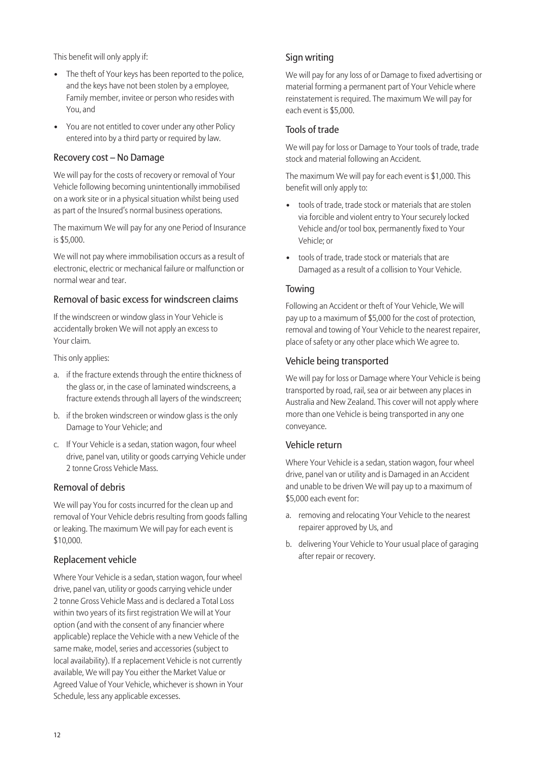This benefit will only apply if:

- The theft of Your keys has been reported to the police, and the keys have not been stolen by a employee, Family member, invitee or person who resides with You, and
- You are not entitled to cover under any other Policy entered into by a third party or required by law.

### Recovery cost – No Damage

We will pay for the costs of recovery or removal of Your Vehicle following becoming unintentionally immobilised on a work site or in a physical situation whilst being used as part of the Insured's normal business operations.

The maximum We will pay for any one Period of Insurance is $5,000.

We will not pay where immobilisation occurs as a result of electronic, electric or mechanical failure or malfunction or normal wear and tear.

### Removal of basic excess for windscreen claims

If the windscreen or window glass in Your Vehicle is accidentally broken We will not apply an excess to Your claim.

This only applies:

a. if the fracture extends through the entire thickness of the glass or, in the case of laminated windscreens, a fracture extends through all layers of the windscreen;

b. if the broken windscreen or window glass is the only Damage to Your Vehicle; and

c. If Your Vehicle is a sedan, station wagon, four wheel drive, panel van, utility or goods carrying Vehicle under 2 tonne Gross Vehicle Mass.

### Removal of debris

We will pay You for costs incurred for the clean up and removal of Your Vehicle debris resulting from goods falling or leaking. The maximum We will pay for each event is $10,000.

### Replacement vehicle

Where Your Vehicle is a sedan, station wagon, four wheel drive, panel van, utility or goods carrying vehicle under 2 tonne Gross Vehicle Mass and is declared a Total Loss within two years of its first registration We will at Your option (and with the consent of any financier where applicable) replace the Vehicle with a new Vehicle of the same make, model, series and accessories (subject to local availability). If a replacement Vehicle is not currently available, We will pay You either the Market Value or Agreed Value of Your Vehicle, whichever is shown in Your Schedule, less any applicable excesses.

### Sign writing

We will pay for any loss of or Damage to fixed advertising or material forming a permanent part of Your Vehicle where reinstatement is required. The maximum We will pay for each event is $5,000.

### Tools of trade

We will pay for loss or Damage to Your tools of trade, trade stock and material following an Accident.

The maximum We will pay for each event is $1,000. This benefit will only apply to:

- tools of trade, trade stock or materials that are stolen via forcible and violent entry to Your securely locked Vehicle and/or tool box, permanently fixed to Your Vehicle; or
- tools of trade, trade stock or materials that are Damaged as a result of a collision to Your Vehicle.

### Towing

Following an Accident or theft of Your Vehicle, We will pay up to a maximum of $5,000 for the cost of protection, removal and towing of Your Vehicle to the nearest repairer, place of safety or any other place which We agree to.

### Vehicle being transported

We will pay for loss or Damage where Your Vehicle is being transported by road, rail, sea or air between any places in Australia and New Zealand. This cover will not apply where more than one Vehicle is being transported in any one conveyance.

### Vehicle return

Where Your Vehicle is a sedan, station wagon, four wheel drive, panel van or utility and is Damaged in an Accident and unable to be driven We will pay up to a maximum of $5,000 each event for:

a. removing and relocating Your Vehicle to the nearest repairer approved by Us, and

b. delivering Your Vehicle to Your usual place of garaging after repair or recovery.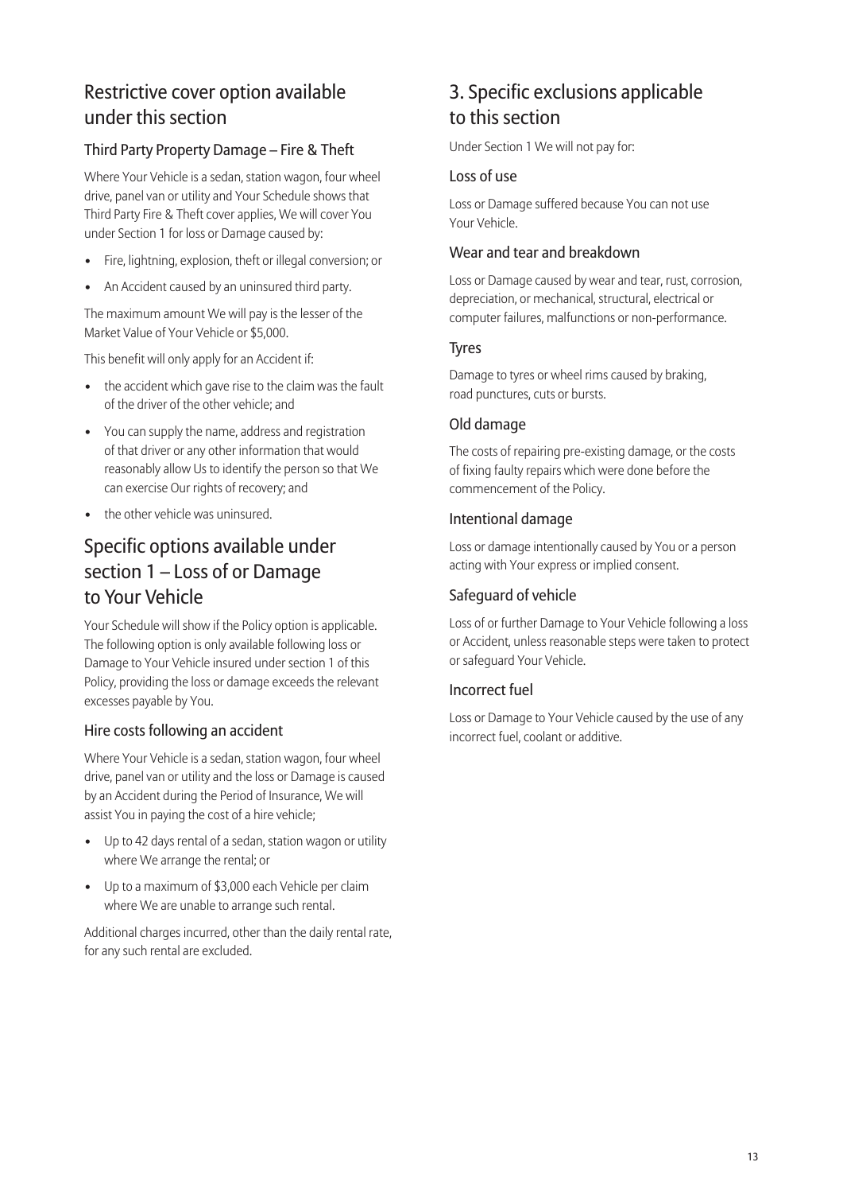## Restrictive cover option available under this section

### Third Party Property Damage – Fire & Theft

Where Your Vehicle is a sedan, station wagon, four wheel drive, panel van or utility and Your Schedule shows that Third Party Fire & Theft cover applies, We will cover You under Section 1 for loss or Damage caused by:

- Fire, lightning, explosion, theft or illegal conversion; or
- An Accident caused by an uninsured third party.

The maximum amount We will pay is the lesser of the Market Value of Your Vehicle or $5,000.

This benefit will only apply for an Accident if:

- the accident which gave rise to the claim was the fault of the driver of the other vehicle; and
- You can supply the name, address and registration of that driver or any other information that would reasonably allow Us to identify the person so that We can exercise Our rights of recovery; and
- the other vehicle was uninsured.

## Specific options available under section 1 – Loss of or Damage to Your Vehicle

Your Schedule will show if the Policy option is applicable. The following option is only available following loss or Damage to Your Vehicle insured under section 1 of this Policy, providing the loss or damage exceeds the relevant excesses payable by You.

### Hire costs following an accident

Where Your Vehicle is a sedan, station wagon, four wheel drive, panel van or utility and the loss or Damage is caused by an Accident during the Period of Insurance, We will assist You in paying the cost of a hire vehicle;

- Up to 42 days rental of a sedan, station wagon or utility where We arrange the rental; or
- Up to a maximum of $3,000 each Vehicle per claim where We are unable to arrange such rental.

Additional charges incurred, other than the daily rental rate, for any such rental are excluded.

## 3. Specific exclusions applicable to this section

Under Section 1 We will not pay for:

### Loss of use

Loss or Damage suffered because You can not use Your Vehicle.

### Wear and tear and breakdown

Loss or Damage caused by wear and tear, rust, corrosion, depreciation, or mechanical, structural, electrical or computer failures, malfunctions or non-performance.

### Tyres

Damage to tyres or wheel rims caused by braking, road punctures, cuts or bursts.

### Old damage

The costs of repairing pre-existing damage, or the costs of fixing faulty repairs which were done before the commencement of the Policy.

### Intentional damage

Loss or damage intentionally caused by You or a person acting with Your express or implied consent.

### Safeguard of vehicle

Loss of or further Damage to Your Vehicle following a loss or Accident, unless reasonable steps were taken to protect or safeguard Your Vehicle.

### Incorrect fuel

Loss or Damage to Your Vehicle caused by the use of any incorrect fuel, coolant or additive.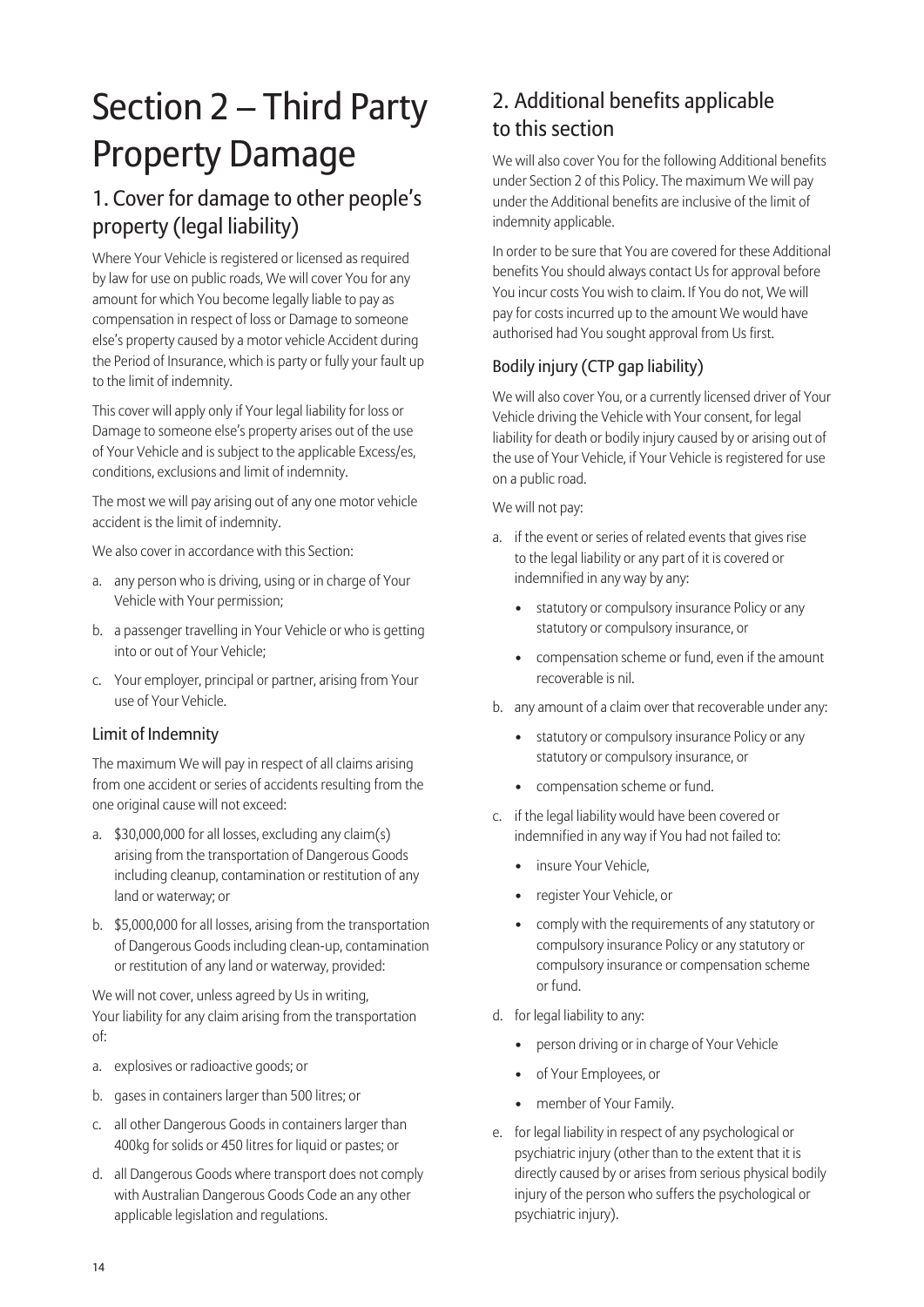# Section 2 – Third Party Property Damage

## 1. Cover for damage to other people's property (legal liability)

Where Your Vehicle is registered or licensed as required by law for use on public roads, We will cover You for any amount for which You become legally liable to pay as compensation in respect of loss or Damage to someone else's property caused by a motor vehicle Accident during the Period of Insurance, which is party or fully your fault up to the limit of indemnity.

This cover will apply only if Your legal liability for loss or Damage to someone else's property arises out of the use of Your Vehicle and is subject to the applicable Excess/es, conditions, exclusions and limit of indemnity.

The most we will pay arising out of any one motor vehicle accident is the limit of indemnity.

We also cover in accordance with this Section:

a. any person who is driving, using or in charge of Your Vehicle with Your permission;

b. a passenger travelling in Your Vehicle or who is getting into or out of Your Vehicle;

c. Your employer, principal or partner, arising from Your use of Your Vehicle.

### Limit of Indemnity

The maximum We will pay in respect of all claims arising from one accident or series of accidents resulting from the one original cause will not exceed:

a. $30,000,000 for all losses, excluding any claim(s) arising from the transportation of Dangerous Goods including cleanup, contamination or restitution of any land or waterway; or

b. $5,000,000 for all losses, arising from the transportation of Dangerous Goods including clean-up, contamination or restitution of any land or waterway, provided:

We will not cover, unless agreed by Us in writing, Your liability for any claim arising from the transportation of:

a. explosives or radioactive goods; or

b. gases in containers larger than 500 litres; or

c. all other Dangerous Goods in containers larger than 400kg for solids or 450 litres for liquid or pastes; or

d. all Dangerous Goods where transport does not comply with Australian Dangerous Goods Code an any other applicable legislation and regulations.

## 2. Additional benefits applicable to this section

We will also cover You for the following Additional benefits under Section 2 of this Policy. The maximum We will pay under the Additional benefits are inclusive of the limit of indemnity applicable.

In order to be sure that You are covered for these Additional benefits You should always contact Us for approval before You incur costs You wish to claim. If You do not, We will pay for costs incurred up to the amount We would have authorised had You sought approval from Us first.

### Bodily injury (CTP gap liability)

We will also cover You, or a currently licensed driver of Your Vehicle driving the Vehicle with Your consent, for legal liability for death or bodily injury caused by or arising out of the use of Your Vehicle, if Your Vehicle is registered for use on a public road.

We will not pay:

a. if the event or series of related events that gives rise to the legal liability or any part of it is covered or indemnified in any way by any:
   - statutory or compulsory insurance Policy or any statutory or compulsory insurance, or
   - compensation scheme or fund, even if the amount recoverable is nil.

b. any amount of a claim over that recoverable under any:
   - statutory or compulsory insurance Policy or any statutory or compulsory insurance, or
   - compensation scheme or fund.

c. if the legal liability would have been covered or indemnified in any way if You had not failed to:
   - insure Your Vehicle,
   - register Your Vehicle, or
   - comply with the requirements of any statutory or compulsory insurance Policy or any statutory or compulsory insurance or compensation scheme or fund.

d. for legal liability to any:
   - person driving or in charge of Your Vehicle
   - of Your Employees, or
   - member of Your Family.

e. for legal liability in respect of any psychological or psychiatric injury (other than to the extent that it is directly caused by or arises from serious physical bodily injury of the person who suffers the psychological or psychiatric injury).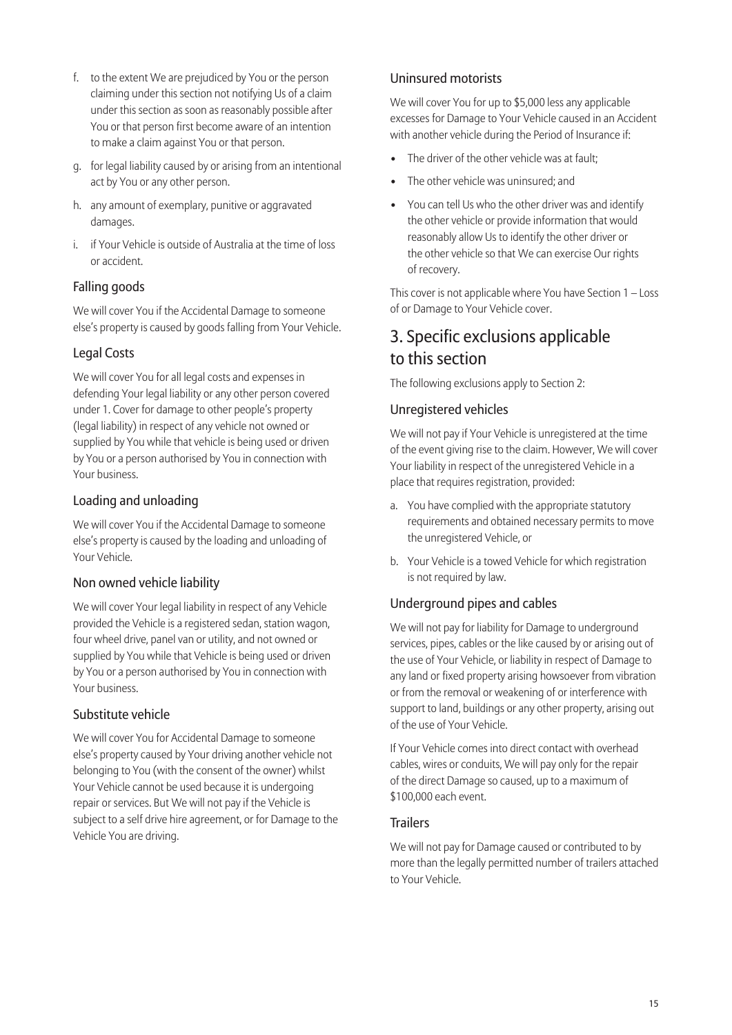f. to the extent We are prejudiced by You or the person claiming under this section not notifying Us of a claim under this section as soon as reasonably possible after You or that person first become aware of an intention to make a claim against You or that person.

g. for legal liability caused by or arising from an intentional act by You or any other person.

h. any amount of exemplary, punitive or aggravated damages.

i. if Your Vehicle is outside of Australia at the time of loss or accident.

### Falling goods

We will cover You if the Accidental Damage to someone else's property is caused by goods falling from Your Vehicle.

### Legal Costs

We will cover You for all legal costs and expenses in defending Your legal liability or any other person covered under 1. Cover for damage to other people's property (legal liability) in respect of any vehicle not owned or supplied by You while that vehicle is being used or driven by You or a person authorised by You in connection with Your business.

### Loading and unloading

We will cover You if the Accidental Damage to someone else's property is caused by the loading and unloading of Your Vehicle.

### Non owned vehicle liability

We will cover Your legal liability in respect of any Vehicle provided the Vehicle is a registered sedan, station wagon, four wheel drive, panel van or utility, and not owned or supplied by You while that Vehicle is being used or driven by You or a person authorised by You in connection with Your business.

### Substitute vehicle

We will cover You for Accidental Damage to someone else's property caused by Your driving another vehicle not belonging to You (with the consent of the owner) whilst Your Vehicle cannot be used because it is undergoing repair or services. But We will not pay if the Vehicle is subject to a self drive hire agreement, or for Damage to the Vehicle You are driving.

### Uninsured motorists

We will cover You for up to $5,000 less any applicable excesses for Damage to Your Vehicle caused in an Accident with another vehicle during the Period of Insurance if:

- The driver of the other vehicle was at fault;
- The other vehicle was uninsured; and
- You can tell Us who the other driver was and identify the other vehicle or provide information that would reasonably allow Us to identify the other driver or the other vehicle so that We can exercise Our rights of recovery.

This cover is not applicable where You have Section 1 – Loss of or Damage to Your Vehicle cover.

## 3. Specific exclusions applicable to this section

The following exclusions apply to Section 2:

### Unregistered vehicles

We will not pay if Your Vehicle is unregistered at the time of the event giving rise to the claim. However, We will cover Your liability in respect of the unregistered Vehicle in a place that requires registration, provided:

a. You have complied with the appropriate statutory requirements and obtained necessary permits to move the unregistered Vehicle, or

b. Your Vehicle is a towed Vehicle for which registration is not required by law.

### Underground pipes and cables

We will not pay for liability for Damage to underground services, pipes, cables or the like caused by or arising out of the use of Your Vehicle, or liability in respect of Damage to any land or fixed property arising howsoever from vibration or from the removal or weakening of or interference with support to land, buildings or any other property, arising out of the use of Your Vehicle.

If Your Vehicle comes into direct contact with overhead cables, wires or conduits, We will pay only for the repair of the direct Damage so caused, up to a maximum of $100,000 each event.

### Trailers

We will not pay for Damage caused or contributed to by more than the legally permitted number of trailers attached to Your Vehicle.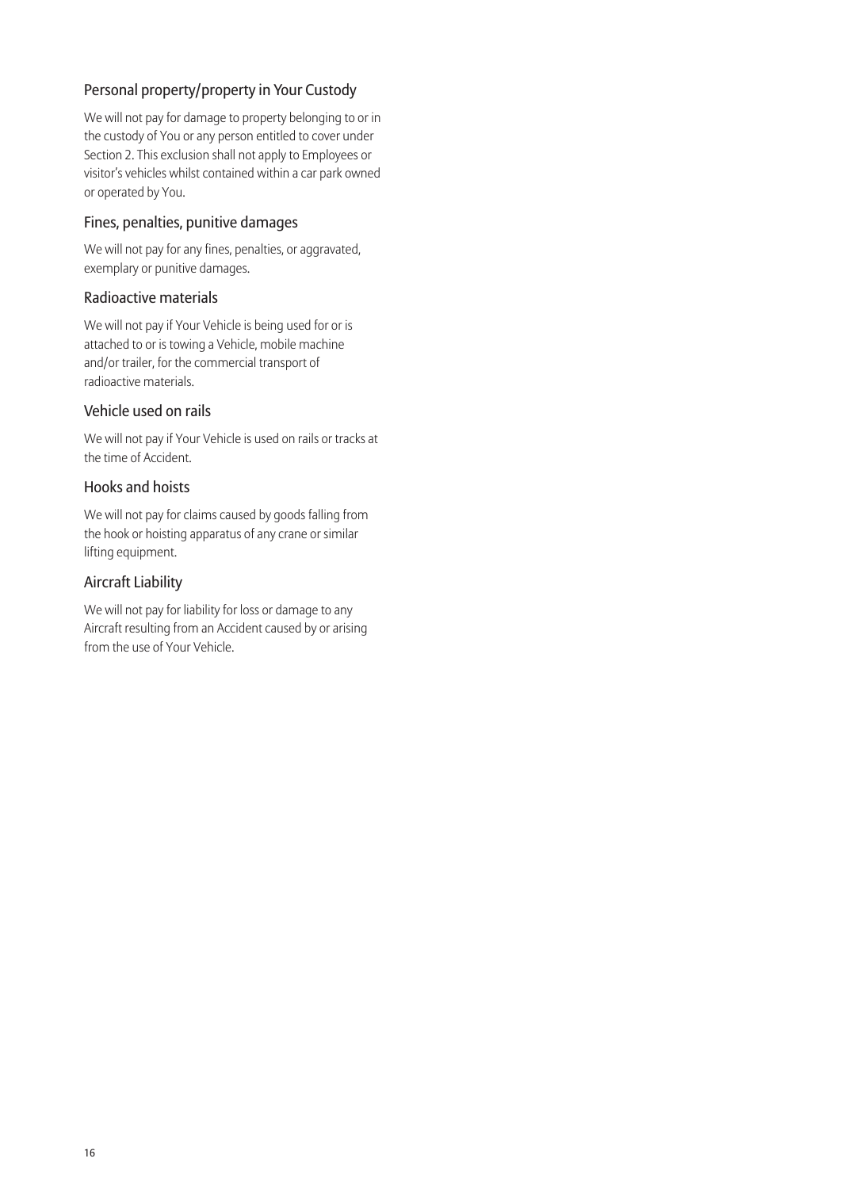### Personal property/property in Your Custody

We will not pay for damage to property belonging to or in the custody of You or any person entitled to cover under Section 2. This exclusion shall not apply to Employees or visitor's vehicles whilst contained within a car park owned or operated by You.

### Fines, penalties, punitive damages

We will not pay for any fines, penalties, or aggravated, exemplary or punitive damages.

### Radioactive materials

We will not pay if Your Vehicle is being used for or is attached to or is towing a Vehicle, mobile machine and/or trailer, for the commercial transport of radioactive materials.

### Vehicle used on rails

We will not pay if Your Vehicle is used on rails or tracks at the time of Accident.

### Hooks and hoists

We will not pay for claims caused by goods falling from the hook or hoisting apparatus of any crane or similar lifting equipment.

### Aircraft Liability

We will not pay for liability for loss or damage to any Aircraft resulting from an Accident caused by or arising from the use of Your Vehicle.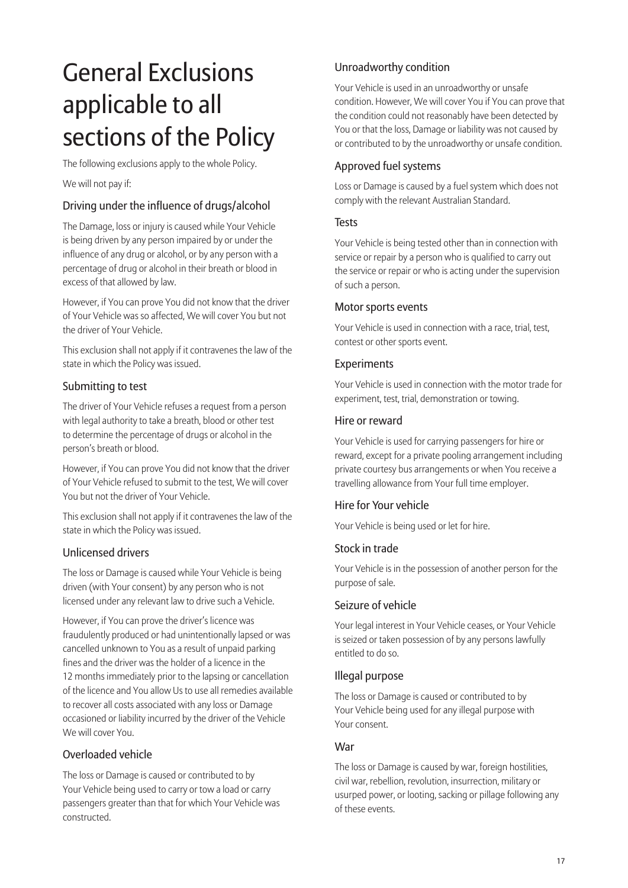# General Exclusions applicable to all sections of the Policy

The following exclusions apply to the whole Policy.

We will not pay if:

### Driving under the influence of drugs/alcohol

The Damage, loss or injury is caused while Your Vehicle is being driven by any person impaired by or under the influence of any drug or alcohol, or by any person with a percentage of drug or alcohol in their breath or blood in excess of that allowed by law.

However, if You can prove You did not know that the driver of Your Vehicle was so affected, We will cover You but not the driver of Your Vehicle.

This exclusion shall not apply if it contravenes the law of the state in which the Policy was issued.

### Submitting to test

The driver of Your Vehicle refuses a request from a person with legal authority to take a breath, blood or other test to determine the percentage of drugs or alcohol in the person's breath or blood.

However, if You can prove You did not know that the driver of Your Vehicle refused to submit to the test, We will cover You but not the driver of Your Vehicle.

This exclusion shall not apply if it contravenes the law of the state in which the Policy was issued.

### Unlicensed drivers

The loss or Damage is caused while Your Vehicle is being driven (with Your consent) by any person who is not licensed under any relevant law to drive such a Vehicle.

However, if You can prove the driver's licence was fraudulently produced or had unintentionally lapsed or was cancelled unknown to You as a result of unpaid parking fines and the driver was the holder of a licence in the 12 months immediately prior to the lapsing or cancellation of the licence and You allow Us to use all remedies available to recover all costs associated with any loss or Damage occasioned or liability incurred by the driver of the Vehicle We will cover You.

### Overloaded vehicle

The loss or Damage is caused or contributed to by Your Vehicle being used to carry or tow a load or carry passengers greater than that for which Your Vehicle was constructed.

### Unroadworthy condition

Your Vehicle is used in an unroadworthy or unsafe condition. However, We will cover You if You can prove that the condition could not reasonably have been detected by You or that the loss, Damage or liability was not caused by or contributed to by the unroadworthy or unsafe condition.

### Approved fuel systems

Loss or Damage is caused by a fuel system which does not comply with the relevant Australian Standard.

### Tests

Your Vehicle is being tested other than in connection with service or repair by a person who is qualified to carry out the service or repair or who is acting under the supervision of such a person.

### Motor sports events

Your Vehicle is used in connection with a race, trial, test, contest or other sports event.

### Experiments

Your Vehicle is used in connection with the motor trade for experiment, test, trial, demonstration or towing.

### Hire or reward

Your Vehicle is used for carrying passengers for hire or reward, except for a private pooling arrangement including private courtesy bus arrangements or when You receive a travelling allowance from Your full time employer.

### Hire for Your vehicle

Your Vehicle is being used or let for hire.

### Stock in trade

Your Vehicle is in the possession of another person for the purpose of sale.

### Seizure of vehicle

Your legal interest in Your Vehicle ceases, or Your Vehicle is seized or taken possession of by any persons lawfully entitled to do so.

### Illegal purpose

The loss or Damage is caused or contributed to by Your Vehicle being used for any illegal purpose with Your consent.

### War

The loss or Damage is caused by war, foreign hostilities, civil war, rebellion, revolution, insurrection, military or usurped power, or looting, sacking or pillage following any of these events.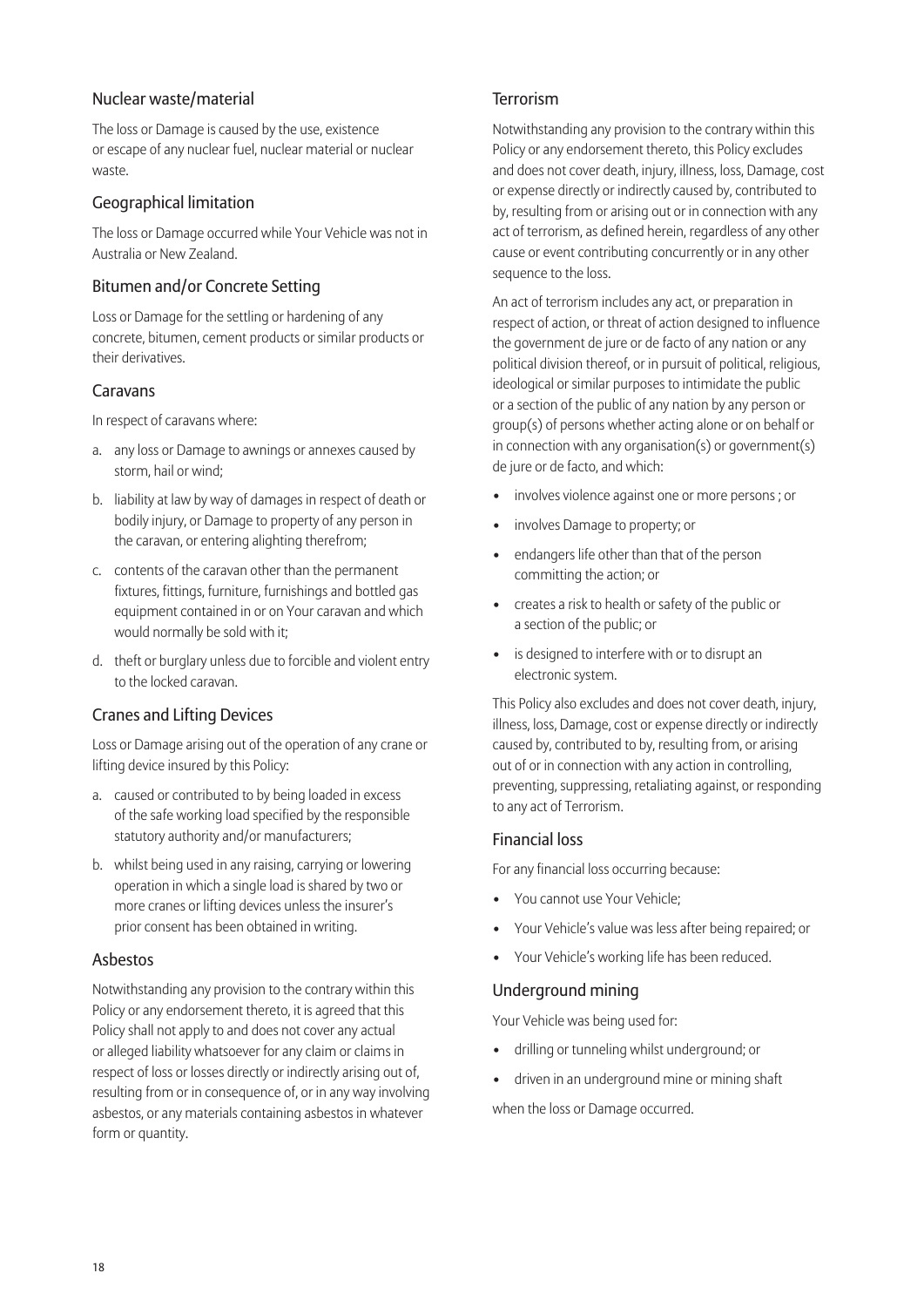### Nuclear waste/material

The loss or Damage is caused by the use, existence or escape of any nuclear fuel, nuclear material or nuclear waste.

### Geographical limitation

The loss or Damage occurred while Your Vehicle was not in Australia or New Zealand.

### Bitumen and/or Concrete Setting

Loss or Damage for the settling or hardening of any concrete, bitumen, cement products or similar products or their derivatives.

### Caravans

In respect of caravans where:

a. any loss or Damage to awnings or annexes caused by storm, hail or wind;
b. liability at law by way of damages in respect of death or bodily injury, or Damage to property of any person in the caravan, or entering alighting therefrom;
c. contents of the caravan other than the permanent fixtures, fittings, furniture, furnishings and bottled gas equipment contained in or on Your caravan and which would normally be sold with it;
d. theft or burglary unless due to forcible and violent entry to the locked caravan.

### Cranes and Lifting Devices

Loss or Damage arising out of the operation of any crane or lifting device insured by this Policy:

a. caused or contributed to by being loaded in excess of the safe working load specified by the responsible statutory authority and/or manufacturers;
b. whilst being used in any raising, carrying or lowering operation in which a single load is shared by two or more cranes or lifting devices unless the insurer's prior consent has been obtained in writing.

### Asbestos

Notwithstanding any provision to the contrary within this Policy or any endorsement thereto, it is agreed that this Policy shall not apply to and does not cover any actual or alleged liability whatsoever for any claim or claims in respect of loss or losses directly or indirectly arising out of, resulting from or in consequence of, or in any way involving asbestos, or any materials containing asbestos in whatever form or quantity.

### Terrorism

Notwithstanding any provision to the contrary within this Policy or any endorsement thereto, this Policy excludes and does not cover death, injury, illness, loss, Damage, cost or expense directly or indirectly caused by, contributed to by, resulting from or arising out or in connection with any act of terrorism, as defined herein, regardless of any other cause or event contributing concurrently or in any other sequence to the loss.

An act of terrorism includes any act, or preparation in respect of action, or threat of action designed to influence the government de jure or de facto of any nation or any political division thereof, or in pursuit of political, religious, ideological or similar purposes to intimidate the public or a section of the public of any nation by any person or group(s) of persons whether acting alone or on behalf or in connection with any organisation(s) or government(s) de jure or de facto, and which:

- involves violence against one or more persons ; or
- involves Damage to property; or
- endangers life other than that of the person committing the action; or
- creates a risk to health or safety of the public or a section of the public; or
- is designed to interfere with or to disrupt an electronic system.

This Policy also excludes and does not cover death, injury, illness, loss, Damage, cost or expense directly or indirectly caused by, contributed to by, resulting from, or arising out of or in connection with any action in controlling, preventing, suppressing, retaliating against, or responding to any act of Terrorism.

### Financial loss

For any financial loss occurring because:

- You cannot use Your Vehicle;
- Your Vehicle's value was less after being repaired; or
- Your Vehicle's working life has been reduced.

### Underground mining

Your Vehicle was being used for:

- drilling or tunneling whilst underground; or
- driven in an underground mine or mining shaft

when the loss or Damage occurred.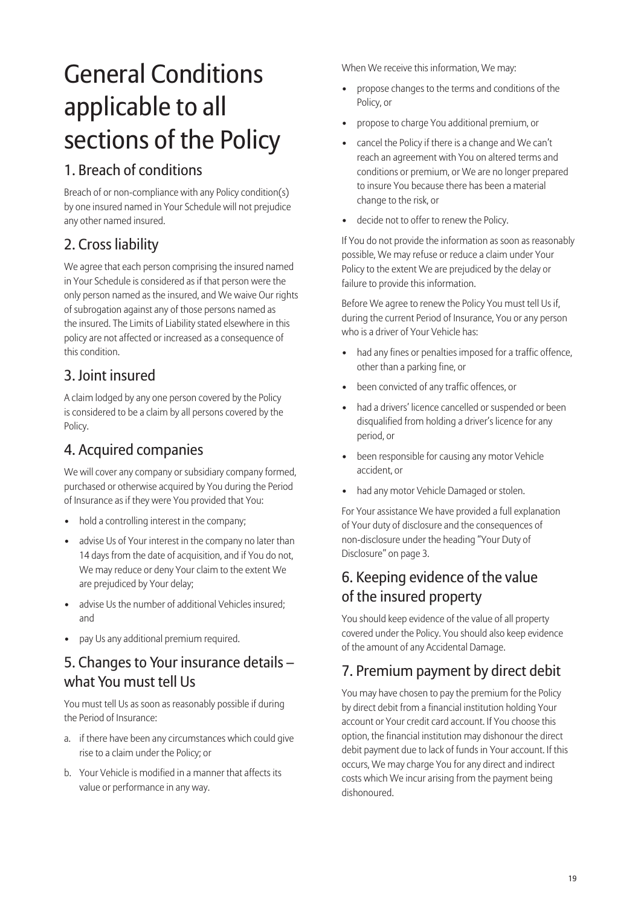# General Conditions applicable to all sections of the Policy

## 1. Breach of conditions

Breach of or non-compliance with any Policy condition(s) by one insured named in Your Schedule will not prejudice any other named insured.

## 2. Cross liability

We agree that each person comprising the insured named in Your Schedule is considered as if that person were the only person named as the insured, and We waive Our rights of subrogation against any of those persons named as the insured. The Limits of Liability stated elsewhere in this policy are not affected or increased as a consequence of this condition.

## 3. Joint insured

A claim lodged by any one person covered by the Policy is considered to be a claim by all persons covered by the Policy.

## 4. Acquired companies

We will cover any company or subsidiary company formed, purchased or otherwise acquired by You during the Period of Insurance as if they were You provided that You:

- hold a controlling interest in the company;
- advise Us of Your interest in the company no later than 14 days from the date of acquisition, and if You do not, We may reduce or deny Your claim to the extent We are prejudiced by Your delay;
- advise Us the number of additional Vehicles insured; and
- pay Us any additional premium required.

## 5. Changes to Your insurance details – what You must tell Us

You must tell Us as soon as reasonably possible if during the Period of Insurance:

a. if there have been any circumstances which could give rise to a claim under the Policy; or

b. Your Vehicle is modified in a manner that affects its value or performance in any way.

When We receive this information, We may:

- propose changes to the terms and conditions of the Policy, or
- propose to charge You additional premium, or
- cancel the Policy if there is a change and We can't reach an agreement with You on altered terms and conditions or premium, or We are no longer prepared to insure You because there has been a material change to the risk, or
- decide not to offer to renew the Policy.

If You do not provide the information as soon as reasonably possible, We may refuse or reduce a claim under Your Policy to the extent We are prejudiced by the delay or failure to provide this information.

Before We agree to renew the Policy You must tell Us if, during the current Period of Insurance, You or any person who is a driver of Your Vehicle has:

- had any fines or penalties imposed for a traffic offence, other than a parking fine, or
- been convicted of any traffic offences, or
- had a drivers' licence cancelled or suspended or been disqualified from holding a driver's licence for any period, or
- been responsible for causing any motor Vehicle accident, or
- had any motor Vehicle Damaged or stolen.

For Your assistance We have provided a full explanation of Your duty of disclosure and the consequences of non-disclosure under the heading "Your Duty of Disclosure" on page 3.

## 6. Keeping evidence of the value of the insured property

You should keep evidence of the value of all property covered under the Policy. You should also keep evidence of the amount of any Accidental Damage.

## 7. Premium payment by direct debit

You may have chosen to pay the premium for the Policy by direct debit from a financial institution holding Your account or Your credit card account. If You choose this option, the financial institution may dishonour the direct debit payment due to lack of funds in Your account. If this occurs, We may charge You for any direct and indirect costs which We incur arising from the payment being dishonoured.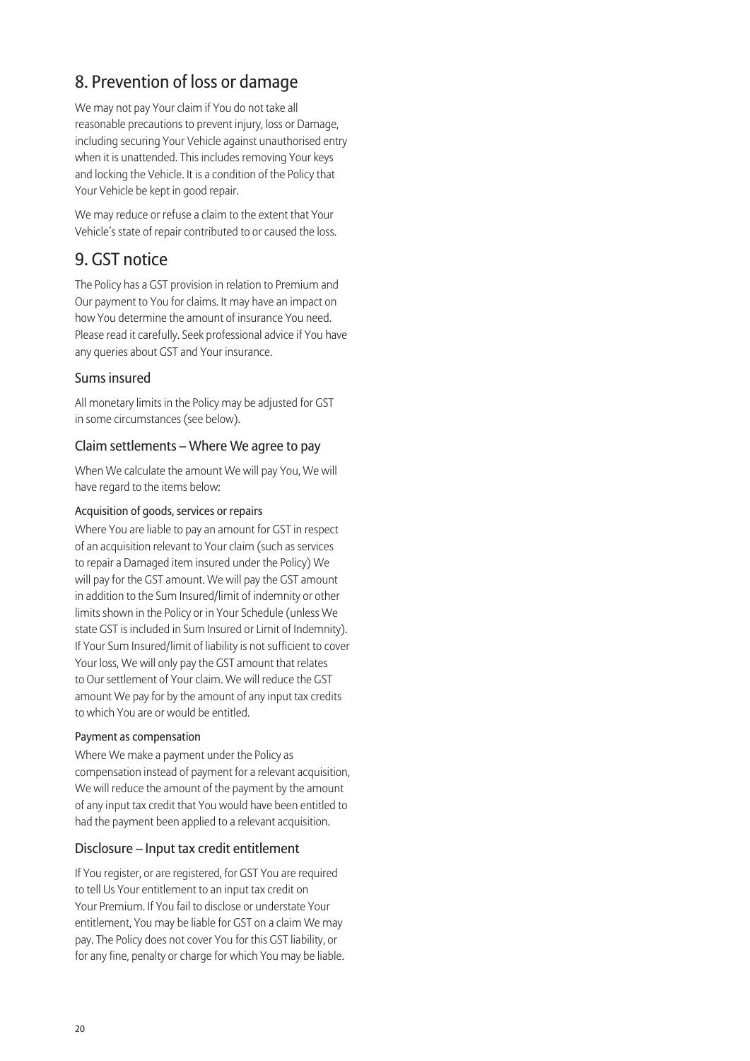## 8. Prevention of loss or damage

We may not pay Your claim if You do not take all reasonable precautions to prevent injury, loss or Damage, including securing Your Vehicle against unauthorised entry when it is unattended. This includes removing Your keys and locking the Vehicle. It is a condition of the Policy that Your Vehicle be kept in good repair.

We may reduce or refuse a claim to the extent that Your Vehicle's state of repair contributed to or caused the loss.

## 9. GST notice

The Policy has a GST provision in relation to Premium and Our payment to You for claims. It may have an impact on how You determine the amount of insurance You need. Please read it carefully. Seek professional advice if You have any queries about GST and Your insurance.

### Sums insured

All monetary limits in the Policy may be adjusted for GST in some circumstances (see below).

### Claim settlements – Where We agree to pay

When We calculate the amount We will pay You, We will have regard to the items below:

#### Acquisition of goods, services or repairs

Where You are liable to pay an amount for GST in respect of an acquisition relevant to Your claim (such as services to repair a Damaged item insured under the Policy) We will pay for the GST amount. We will pay the GST amount in addition to the Sum Insured/limit of indemnity or other limits shown in the Policy or in Your Schedule (unless We state GST is included in Sum Insured or Limit of Indemnity). If Your Sum Insured/limit of liability is not sufficient to cover Your loss, We will only pay the GST amount that relates to Our settlement of Your claim. We will reduce the GST amount We pay for by the amount of any input tax credits to which You are or would be entitled.

#### Payment as compensation

Where We make a payment under the Policy as compensation instead of payment for a relevant acquisition, We will reduce the amount of the payment by the amount of any input tax credit that You would have been entitled to had the payment been applied to a relevant acquisition.

### Disclosure – Input tax credit entitlement

If You register, or are registered, for GST You are required to tell Us Your entitlement to an input tax credit on Your Premium. If You fail to disclose or understate Your entitlement, You may be liable for GST on a claim We may pay. The Policy does not cover You for this GST liability, or for any fine, penalty or charge for which You may be liable.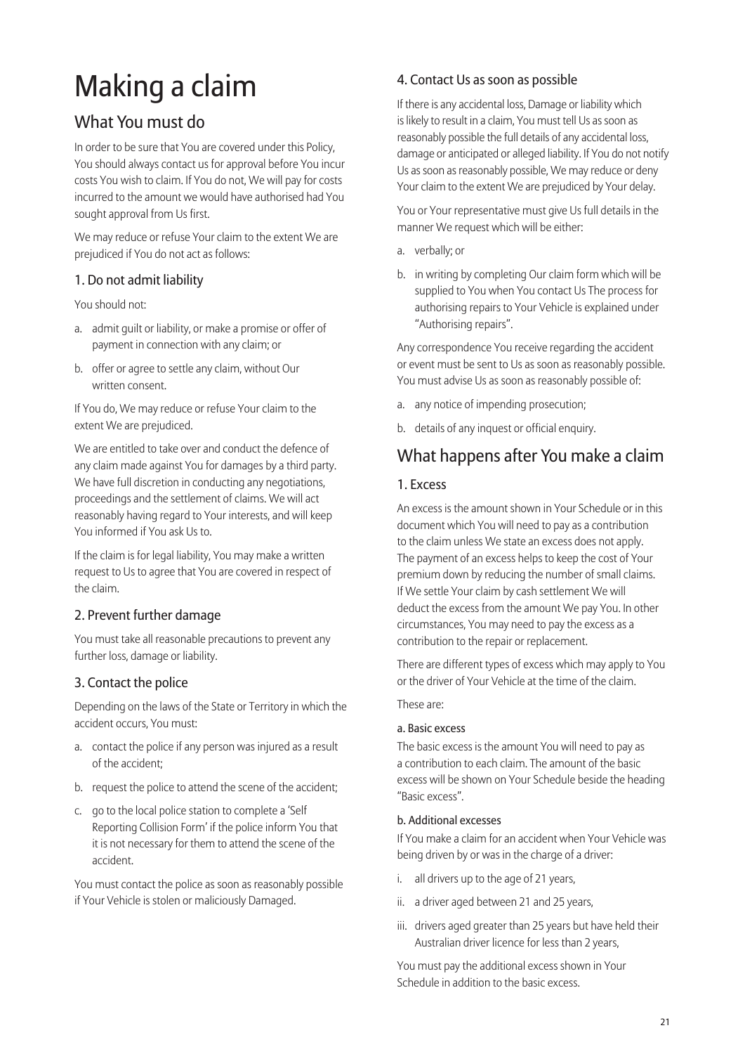# Making a claim

## What You must do

In order to be sure that You are covered under this Policy, You should always contact us for approval before You incur costs You wish to claim. If You do not, We will pay for costs incurred to the amount we would have authorised had You sought approval from Us first.

We may reduce or refuse Your claim to the extent We are prejudiced if You do not act as follows:

### 1. Do not admit liability

You should not:

a. admit guilt or liability, or make a promise or offer of payment in connection with any claim; or

b. offer or agree to settle any claim, without Our written consent.

If You do, We may reduce or refuse Your claim to the extent We are prejudiced.

We are entitled to take over and conduct the defence of any claim made against You for damages by a third party. We have full discretion in conducting any negotiations, proceedings and the settlement of claims. We will act reasonably having regard to Your interests, and will keep You informed if You ask Us to.

If the claim is for legal liability, You may make a written request to Us to agree that You are covered in respect of the claim.

### 2. Prevent further damage

You must take all reasonable precautions to prevent any further loss, damage or liability.

### 3. Contact the police

Depending on the laws of the State or Territory in which the accident occurs, You must:

a. contact the police if any person was injured as a result of the accident;

b. request the police to attend the scene of the accident;

c. go to the local police station to complete a 'Self Reporting Collision Form' if the police inform You that it is not necessary for them to attend the scene of the accident.

You must contact the police as soon as reasonably possible if Your Vehicle is stolen or maliciously Damaged.

### 4. Contact Us as soon as possible

If there is any accidental loss, Damage or liability which is likely to result in a claim, You must tell Us as soon as reasonably possible the full details of any accidental loss, damage or anticipated or alleged liability. If You do not notify Us as soon as reasonably possible, We may reduce or deny Your claim to the extent We are prejudiced by Your delay.

You or Your representative must give Us full details in the manner We request which will be either:

a. verbally; or

b. in writing by completing Our claim form which will be supplied to You when You contact Us The process for authorising repairs to Your Vehicle is explained under "Authorising repairs".

Any correspondence You receive regarding the accident or event must be sent to Us as soon as reasonably possible. You must advise Us as soon as reasonably possible of:

a. any notice of impending prosecution;

b. details of any inquest or official enquiry.

## What happens after You make a claim

### 1. Excess

An excess is the amount shown in Your Schedule or in this document which You will need to pay as a contribution to the claim unless We state an excess does not apply. The payment of an excess helps to keep the cost of Your premium down by reducing the number of small claims. If We settle Your claim by cash settlement We will deduct the excess from the amount We pay You. In other circumstances, You may need to pay the excess as a contribution to the repair or replacement.

There are different types of excess which may apply to You or the driver of Your Vehicle at the time of the claim.

These are:

#### a. Basic excess

The basic excess is the amount You will need to pay as a contribution to each claim. The amount of the basic excess will be shown on Your Schedule beside the heading "Basic excess".

#### b. Additional excesses

If You make a claim for an accident when Your Vehicle was being driven by or was in the charge of a driver:

i. all drivers up to the age of 21 years,

ii. a driver aged between 21 and 25 years,

iii. drivers aged greater than 25 years but have held their Australian driver licence for less than 2 years,

You must pay the additional excess shown in Your Schedule in addition to the basic excess.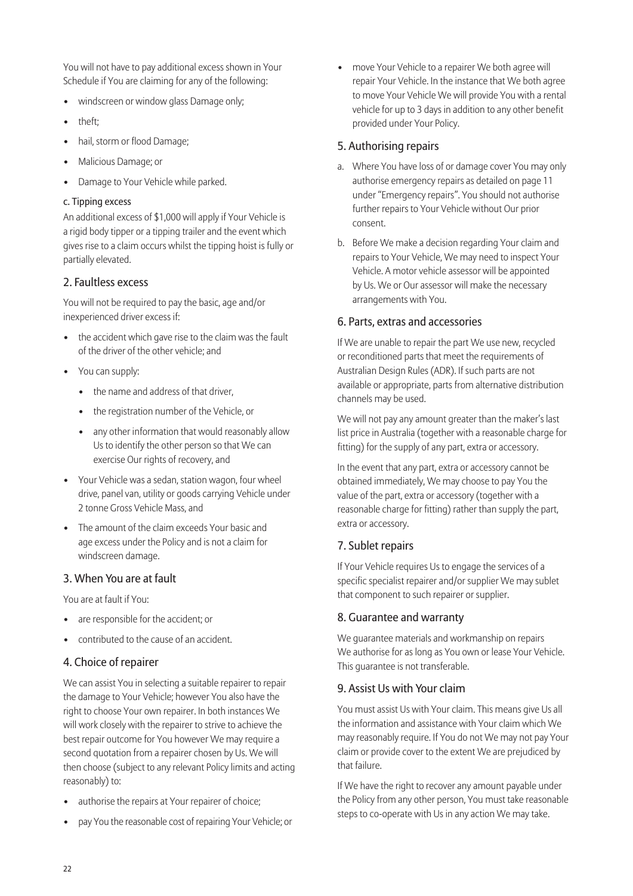You will not have to pay additional excess shown in Your Schedule if You are claiming for any of the following:

- windscreen or window glass Damage only;
- theft;
- hail, storm or flood Damage;
- Malicious Damage; or
- Damage to Your Vehicle while parked.

#### c. Tipping excess

An additional excess of $1,000 will apply if Your Vehicle is a rigid body tipper or a tipping trailer and the event which gives rise to a claim occurs whilst the tipping hoist is fully or partially elevated.

## 2. Faultless excess

You will not be required to pay the basic, age and/or inexperienced driver excess if:

- the accident which gave rise to the claim was the fault of the driver of the other vehicle; and
- You can supply:
  - the name and address of that driver,
  - the registration number of the Vehicle, or
  - any other information that would reasonably allow Us to identify the other person so that We can exercise Our rights of recovery, and
- Your Vehicle was a sedan, station wagon, four wheel drive, panel van, utility or goods carrying Vehicle under 2 tonne Gross Vehicle Mass, and
- The amount of the claim exceeds Your basic and age excess under the Policy and is not a claim for windscreen damage.

## 3. When You are at fault

You are at fault if You:

- are responsible for the accident; or
- contributed to the cause of an accident.

## 4. Choice of repairer

We can assist You in selecting a suitable repairer to repair the damage to Your Vehicle; however You also have the right to choose Your own repairer. In both instances We will work closely with the repairer to strive to achieve the best repair outcome for You however We may require a second quotation from a repairer chosen by Us. We will then choose (subject to any relevant Policy limits and acting reasonably) to:

- authorise the repairs at Your repairer of choice;
- pay You the reasonable cost of repairing Your Vehicle; or
- move Your Vehicle to a repairer We both agree will repair Your Vehicle. In the instance that We both agree to move Your Vehicle We will provide You with a rental vehicle for up to 3 days in addition to any other benefit provided under Your Policy.

## 5. Authorising repairs

a. Where You have loss of or damage cover You may only authorise emergency repairs as detailed on page 11 under "Emergency repairs". You should not authorise further repairs to Your Vehicle without Our prior consent.

b. Before We make a decision regarding Your claim and repairs to Your Vehicle, We may need to inspect Your Vehicle. A motor vehicle assessor will be appointed by Us. We or Our assessor will make the necessary arrangements with You.

## 6. Parts, extras and accessories

If We are unable to repair the part We use new, recycled or reconditioned parts that meet the requirements of Australian Design Rules (ADR). If such parts are not available or appropriate, parts from alternative distribution channels may be used.

We will not pay any amount greater than the maker's last list price in Australia (together with a reasonable charge for fitting) for the supply of any part, extra or accessory.

In the event that any part, extra or accessory cannot be obtained immediately, We may choose to pay You the value of the part, extra or accessory (together with a reasonable charge for fitting) rather than supply the part, extra or accessory.

## 7. Sublet repairs

If Your Vehicle requires Us to engage the services of a specific specialist repairer and/or supplier We may sublet that component to such repairer or supplier.

## 8. Guarantee and warranty

We guarantee materials and workmanship on repairs We authorise for as long as You own or lease Your Vehicle. This guarantee is not transferable.

## 9. Assist Us with Your claim

You must assist Us with Your claim. This means give Us all the information and assistance with Your claim which We may reasonably require. If You do not We may not pay Your claim or provide cover to the extent We are prejudiced by that failure.

If We have the right to recover any amount payable under the Policy from any other person, You must take reasonable steps to co-operate with Us in any action We may take.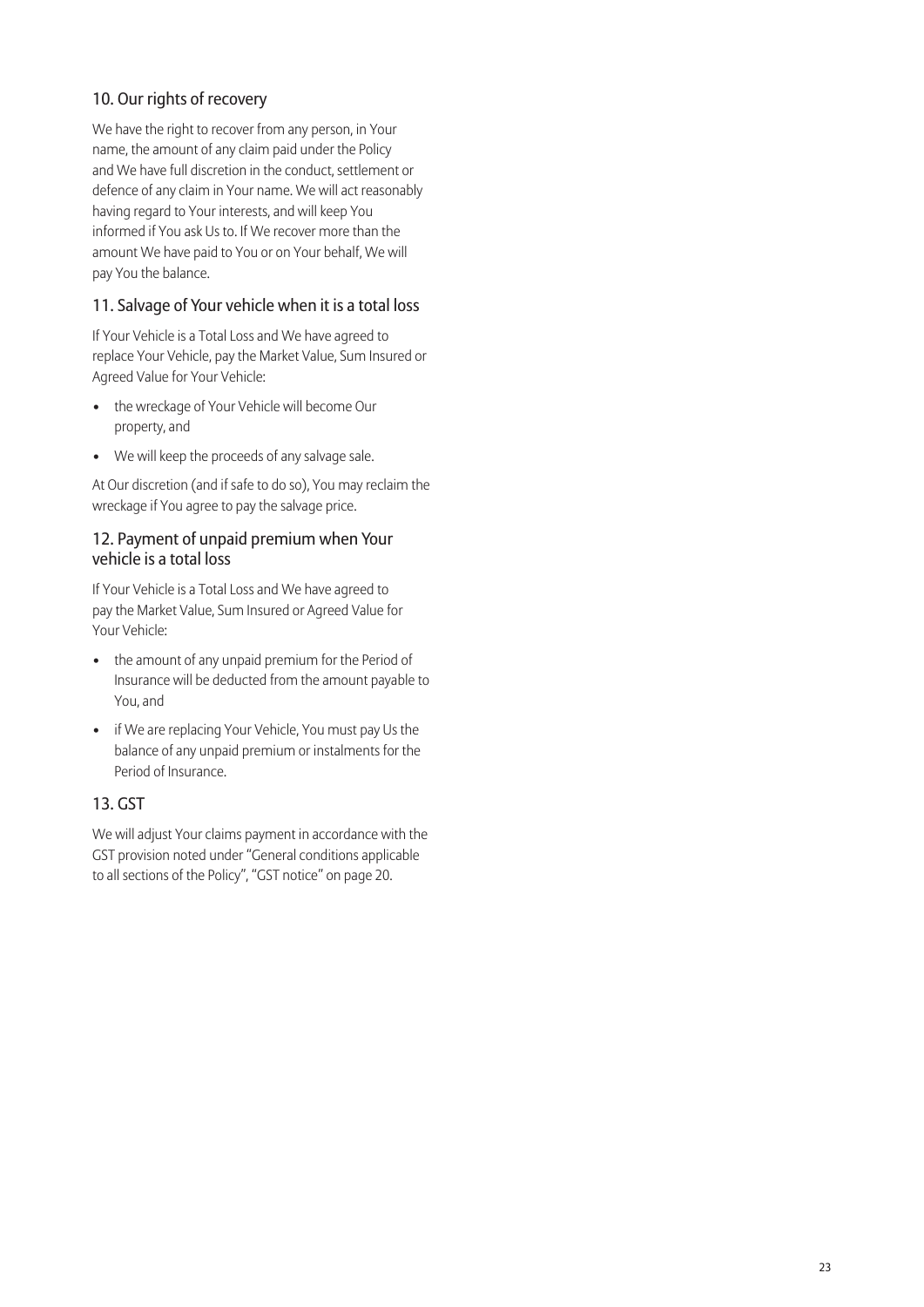## 10. Our rights of recovery

We have the right to recover from any person, in Your name, the amount of any claim paid under the Policy and We have full discretion in the conduct, settlement or defence of any claim in Your name. We will act reasonably having regard to Your interests, and will keep You informed if You ask Us to. If We recover more than the amount We have paid to You or on Your behalf, We will pay You the balance.

## 11. Salvage of Your vehicle when it is a total loss

If Your Vehicle is a Total Loss and We have agreed to replace Your Vehicle, pay the Market Value, Sum Insured or Agreed Value for Your Vehicle:

- the wreckage of Your Vehicle will become Our property, and
- We will keep the proceeds of any salvage sale.

At Our discretion (and if safe to do so), You may reclaim the wreckage if You agree to pay the salvage price.

## 12. Payment of unpaid premium when Your vehicle is a total loss

If Your Vehicle is a Total Loss and We have agreed to pay the Market Value, Sum Insured or Agreed Value for Your Vehicle:

- the amount of any unpaid premium for the Period of Insurance will be deducted from the amount payable to You, and
- if We are replacing Your Vehicle, You must pay Us the balance of any unpaid premium or instalments for the Period of Insurance.

## 13. GST

We will adjust Your claims payment in accordance with the GST provision noted under "General conditions applicable to all sections of the Policy", "GST notice" on page 20.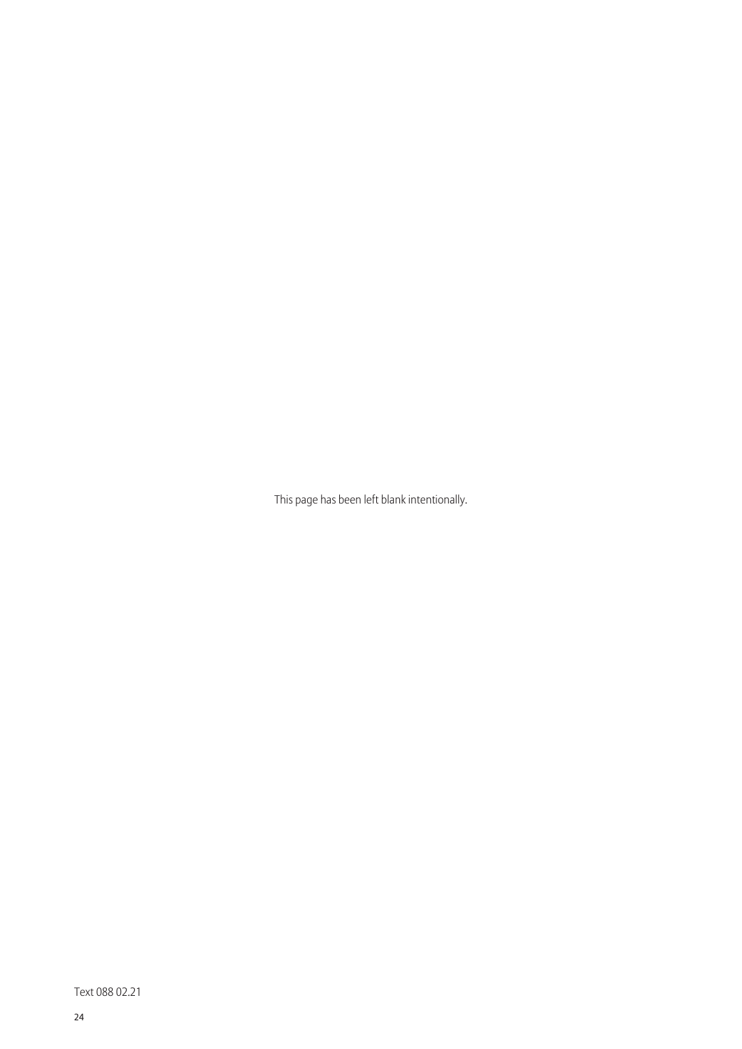This page has been left blank intentionally.

Text 088 02.21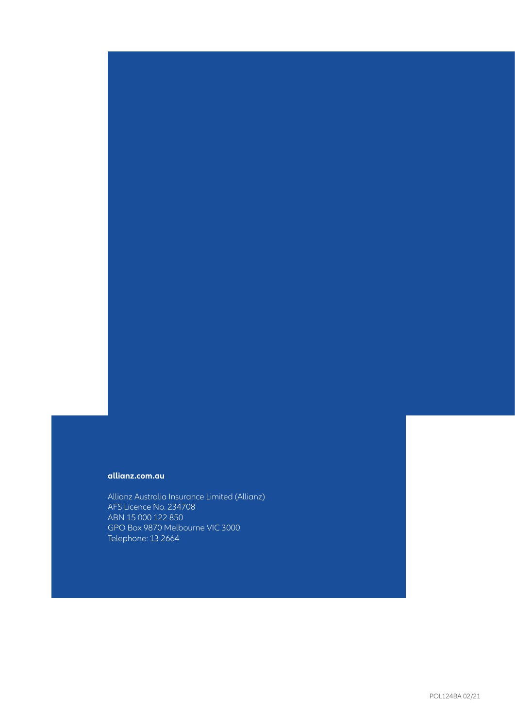**allianz.com.au**

Allianz Australia Insurance Limited (Allianz)
AFS Licence No. 234708
ABN 15 000 122 850
GPO Box 9870 Melbourne VIC 3000
Telephone: 13 2664

POL124BA 02/21